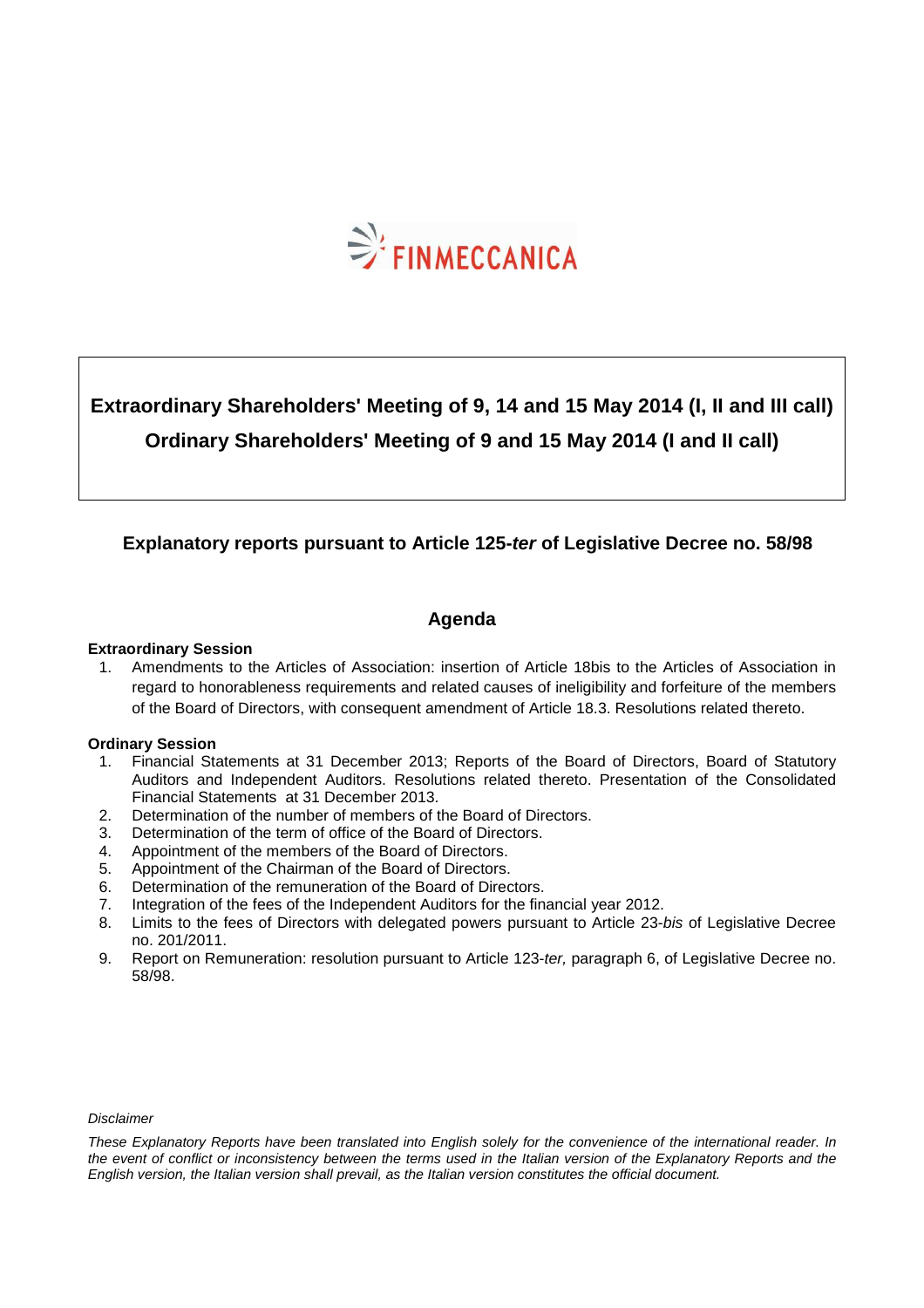FINMECCANICA

# Extraordinary Shareholders' Meeting of 9, 14 and 15 May 2014 (I, II and III call)

# Ordinary Shareholders' Meeting of 9 and 15 May 2014 (I and II call)

## Explanatory reports pursuant to Article 125-*ter* of Legislative Decree no. 58/98

## Agenda

**Extraordinary Session**

1. Amendments to the Articles of Association: insertion of Article 18bis to the Articles of Association in regard to honorableness requirements and related causes of ineligibility and forfeiture of the members of the Board of Directors, with consequent amendment of Article 18.3. Resolutions related thereto.

**Ordinary Session**

1. Financial Statements at 31 December 2013; Reports of the Board of Directors, Board of Statutory Auditors and Independent Auditors. Resolutions related thereto. Presentation of the Consolidated Financial Statements at 31 December 2013.
2. Determination of the number of members of the Board of Directors.
3. Determination of the term of office of the Board of Directors.
4. Appointment of the members of the Board of Directors.
5. Appointment of the Chairman of the Board of Directors.
6. Determination of the remuneration of the Board of Directors.
7. Integration of the fees of the Independent Auditors for the financial year 2012.
8. Limits to the fees of Directors with delegated powers pursuant to Article 23-*bis* of Legislative Decree no. 201/2011.
9. Report on Remuneration: resolution pursuant to Article 123-*ter,* paragraph 6, of Legislative Decree no. 58/98.

*Disclaimer*

*These Explanatory Reports have been translated into English solely for the convenience of the international reader. In the event of conflict or inconsistency between the terms used in the Italian version of the Explanatory Reports and the English version, the Italian version shall prevail, as the Italian version constitutes the official document.*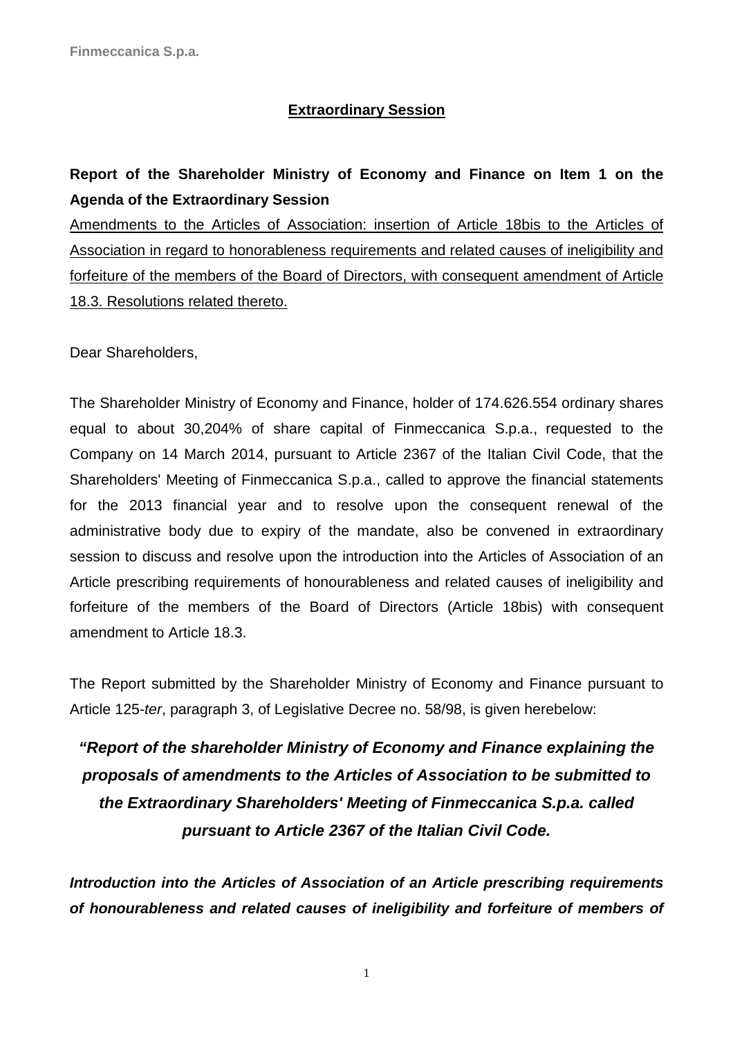## Extraordinary Session

**Report of the Shareholder Ministry of Economy and Finance on Item 1 on the Agenda of the Extraordinary Session**

Amendments to the Articles of Association: insertion of Article 18bis to the Articles of Association in regard to honorableness requirements and related causes of ineligibility and forfeiture of the members of the Board of Directors, with consequent amendment of Article 18.3. Resolutions related thereto.

Dear Shareholders,

The Shareholder Ministry of Economy and Finance, holder of 174.626.554 ordinary shares equal to about 30,204% of share capital of Finmeccanica S.p.a., requested to the Company on 14 March 2014, pursuant to Article 2367 of the Italian Civil Code, that the Shareholders' Meeting of Finmeccanica S.p.a., called to approve the financial statements for the 2013 financial year and to resolve upon the consequent renewal of the administrative body due to expiry of the mandate, also be convened in extraordinary session to discuss and resolve upon the introduction into the Articles of Association of an Article prescribing requirements of honourableness and related causes of ineligibility and forfeiture of the members of the Board of Directors (Article 18bis) with consequent amendment to Article 18.3.

The Report submitted by the Shareholder Ministry of Economy and Finance pursuant to Article 125-*ter*, paragraph 3, of Legislative Decree no. 58/98, is given herebelow:

***"Report of the shareholder Ministry of Economy and Finance explaining the proposals of amendments to the Articles of Association to be submitted to the Extraordinary Shareholders' Meeting of Finmeccanica S.p.a. called pursuant to Article 2367 of the Italian Civil Code.***

***Introduction into the Articles of Association of an Article prescribing requirements of honourableness and related causes of ineligibility and forfeiture of members of***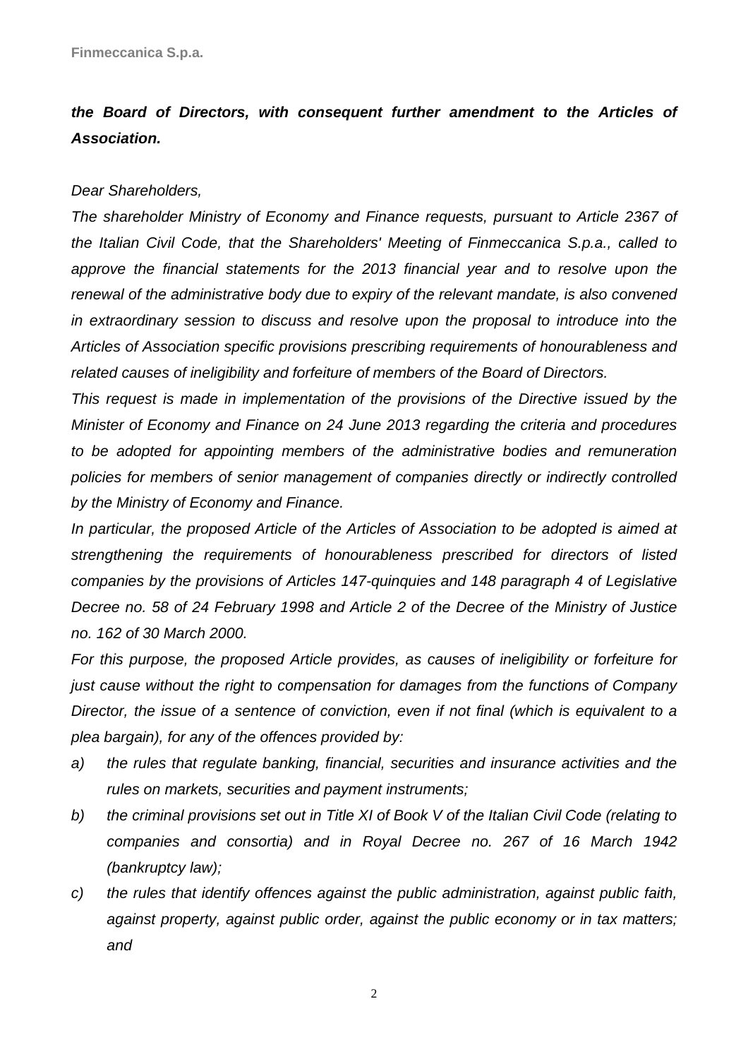***the Board of Directors, with consequent further amendment to the Articles of Association.***

*Dear Shareholders,*

*The shareholder Ministry of Economy and Finance requests, pursuant to Article 2367 of the Italian Civil Code, that the Shareholders' Meeting of Finmeccanica S.p.a., called to approve the financial statements for the 2013 financial year and to resolve upon the renewal of the administrative body due to expiry of the relevant mandate, is also convened in extraordinary session to discuss and resolve upon the proposal to introduce into the Articles of Association specific provisions prescribing requirements of honourableness and related causes of ineligibility and forfeiture of members of the Board of Directors.*

*This request is made in implementation of the provisions of the Directive issued by the Minister of Economy and Finance on 24 June 2013 regarding the criteria and procedures to be adopted for appointing members of the administrative bodies and remuneration policies for members of senior management of companies directly or indirectly controlled by the Ministry of Economy and Finance.*

*In particular, the proposed Article of the Articles of Association to be adopted is aimed at strengthening the requirements of honourableness prescribed for directors of listed companies by the provisions of Articles 147-quinquies and 148 paragraph 4 of Legislative Decree no. 58 of 24 February 1998 and Article 2 of the Decree of the Ministry of Justice no. 162 of 30 March 2000.*

*For this purpose, the proposed Article provides, as causes of ineligibility or forfeiture for just cause without the right to compensation for damages from the functions of Company Director, the issue of a sentence of conviction, even if not final (which is equivalent to a plea bargain), for any of the offences provided by:*

*a) the rules that regulate banking, financial, securities and insurance activities and the rules on markets, securities and payment instruments;*

*b) the criminal provisions set out in Title XI of Book V of the Italian Civil Code (relating to companies and consortia) and in Royal Decree no. 267 of 16 March 1942 (bankruptcy law);*

*c) the rules that identify offences against the public administration, against public faith, against property, against public order, against the public economy or in tax matters; and*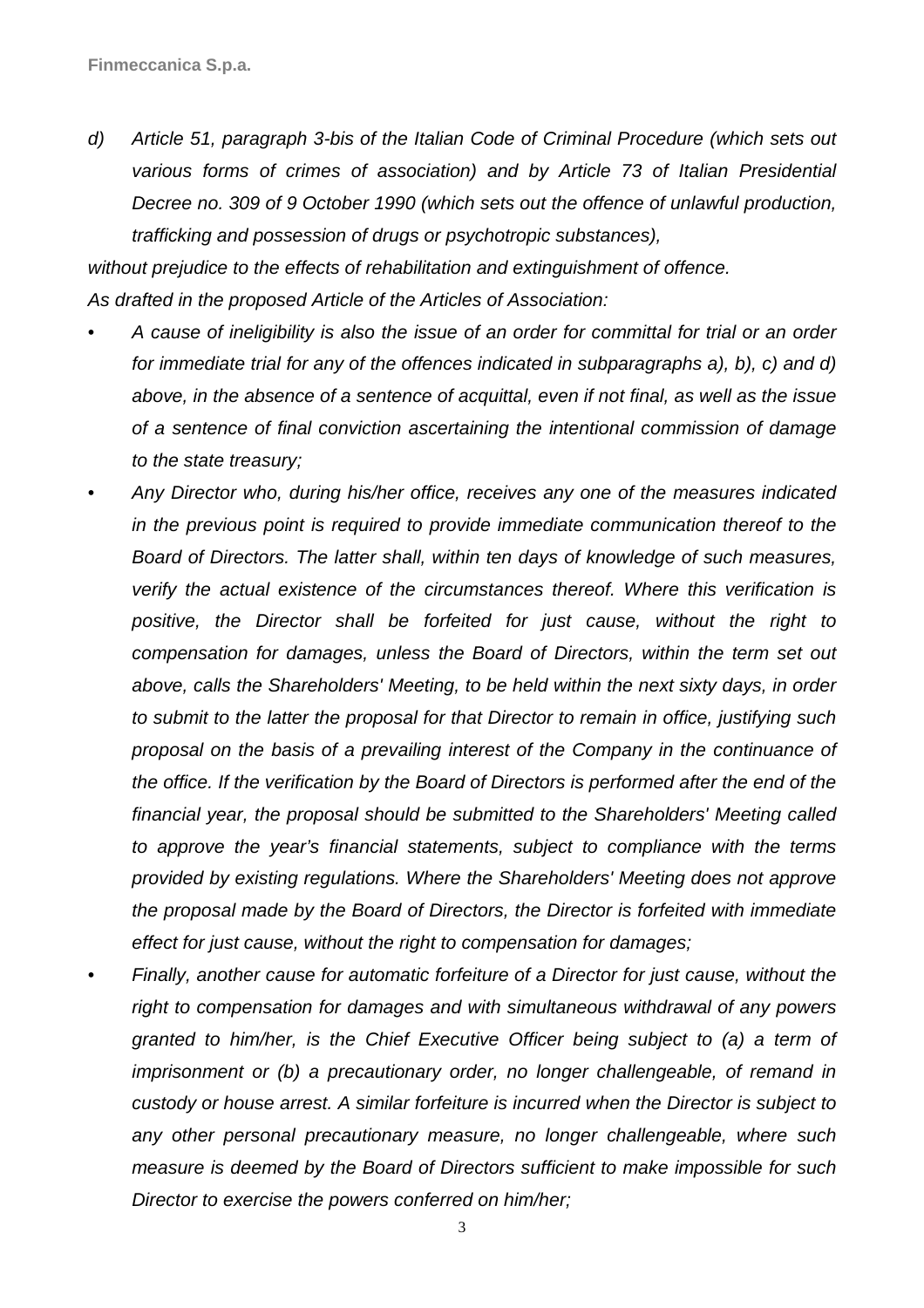*d) Article 51, paragraph 3-bis of the Italian Code of Criminal Procedure (which sets out various forms of crimes of association) and by Article 73 of Italian Presidential Decree no. 309 of 9 October 1990 (which sets out the offence of unlawful production, trafficking and possession of drugs or psychotropic substances),*

*without prejudice to the effects of rehabilitation and extinguishment of offence.*

*As drafted in the proposed Article of the Articles of Association:*

- *A cause of ineligibility is also the issue of an order for committal for trial or an order for immediate trial for any of the offences indicated in subparagraphs a), b), c) and d) above, in the absence of a sentence of acquittal, even if not final, as well as the issue of a sentence of final conviction ascertaining the intentional commission of damage to the state treasury;*
- *Any Director who, during his/her office, receives any one of the measures indicated in the previous point is required to provide immediate communication thereof to the Board of Directors. The latter shall, within ten days of knowledge of such measures, verify the actual existence of the circumstances thereof. Where this verification is positive, the Director shall be forfeited for just cause, without the right to compensation for damages, unless the Board of Directors, within the term set out above, calls the Shareholders' Meeting, to be held within the next sixty days, in order to submit to the latter the proposal for that Director to remain in office, justifying such proposal on the basis of a prevailing interest of the Company in the continuance of the office. If the verification by the Board of Directors is performed after the end of the financial year, the proposal should be submitted to the Shareholders' Meeting called to approve the year's financial statements, subject to compliance with the terms provided by existing regulations. Where the Shareholders' Meeting does not approve the proposal made by the Board of Directors, the Director is forfeited with immediate effect for just cause, without the right to compensation for damages;*
- *Finally, another cause for automatic forfeiture of a Director for just cause, without the right to compensation for damages and with simultaneous withdrawal of any powers granted to him/her, is the Chief Executive Officer being subject to (a) a term of imprisonment or (b) a precautionary order, no longer challengeable, of remand in custody or house arrest. A similar forfeiture is incurred when the Director is subject to any other personal precautionary measure, no longer challengeable, where such measure is deemed by the Board of Directors sufficient to make impossible for such Director to exercise the powers conferred on him/her;*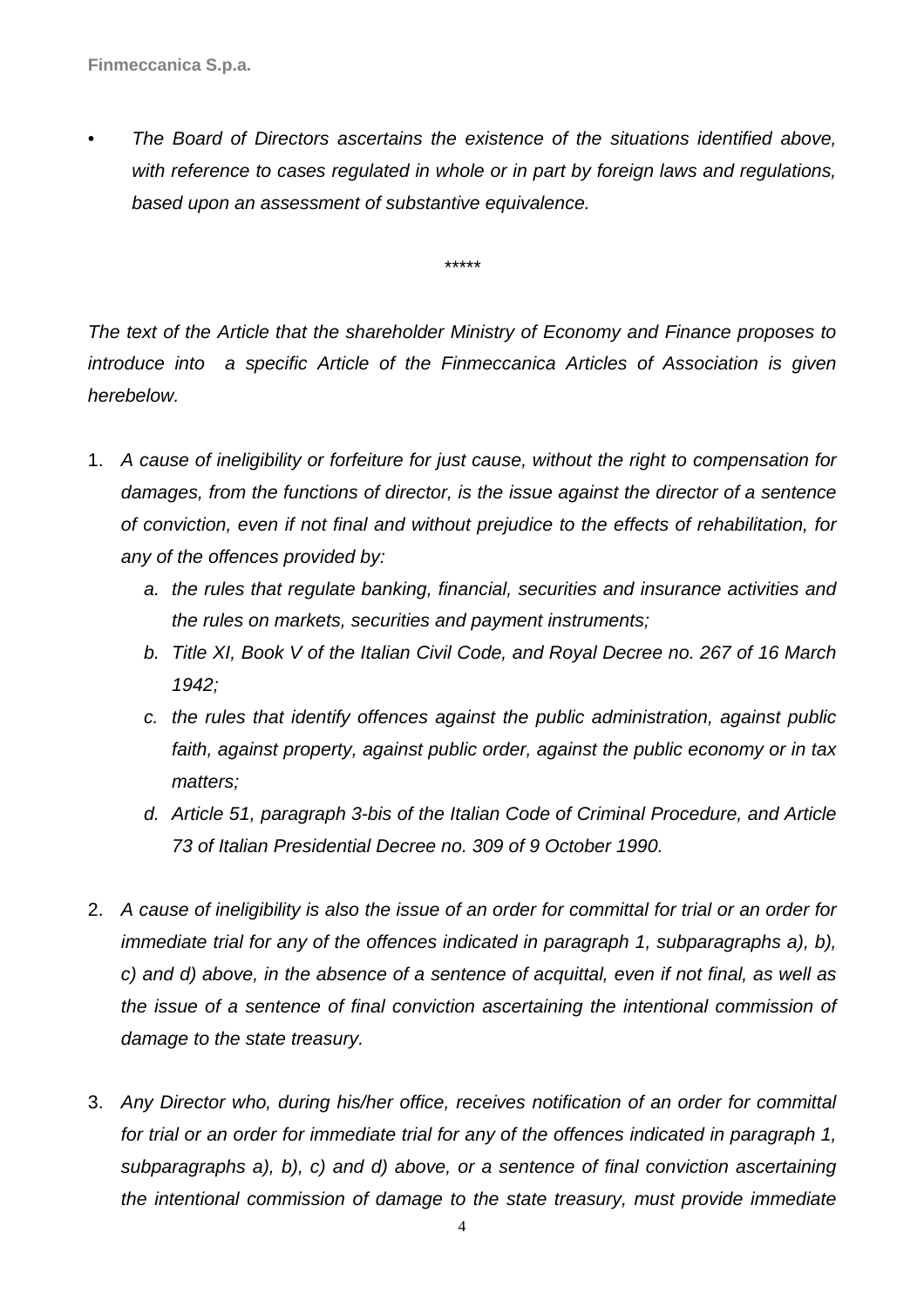- *The Board of Directors ascertains the existence of the situations identified above, with reference to cases regulated in whole or in part by foreign laws and regulations, based upon an assessment of substantive equivalence.*

*****

*The text of the Article that the shareholder Ministry of Economy and Finance proposes to introduce into a specific Article of the Finmeccanica Articles of Association is given herebelow.*

1. *A cause of ineligibility or forfeiture for just cause, without the right to compensation for damages, from the functions of director, is the issue against the director of a sentence of conviction, even if not final and without prejudice to the effects of rehabilitation, for any of the offences provided by:*
   a. *the rules that regulate banking, financial, securities and insurance activities and the rules on markets, securities and payment instruments;*
   b. *Title XI, Book V of the Italian Civil Code, and Royal Decree no. 267 of 16 March 1942;*
   c. *the rules that identify offences against the public administration, against public faith, against property, against public order, against the public economy or in tax matters;*
   d. *Article 51, paragraph 3-bis of the Italian Code of Criminal Procedure, and Article 73 of Italian Presidential Decree no. 309 of 9 October 1990.*

2. *A cause of ineligibility is also the issue of an order for committal for trial or an order for immediate trial for any of the offences indicated in paragraph 1, subparagraphs a), b), c) and d) above, in the absence of a sentence of acquittal, even if not final, as well as the issue of a sentence of final conviction ascertaining the intentional commission of damage to the state treasury.*

3. *Any Director who, during his/her office, receives notification of an order for committal for trial or an order for immediate trial for any of the offences indicated in paragraph 1, subparagraphs a), b), c) and d) above, or a sentence of final conviction ascertaining the intentional commission of damage to the state treasury, must provide immediate*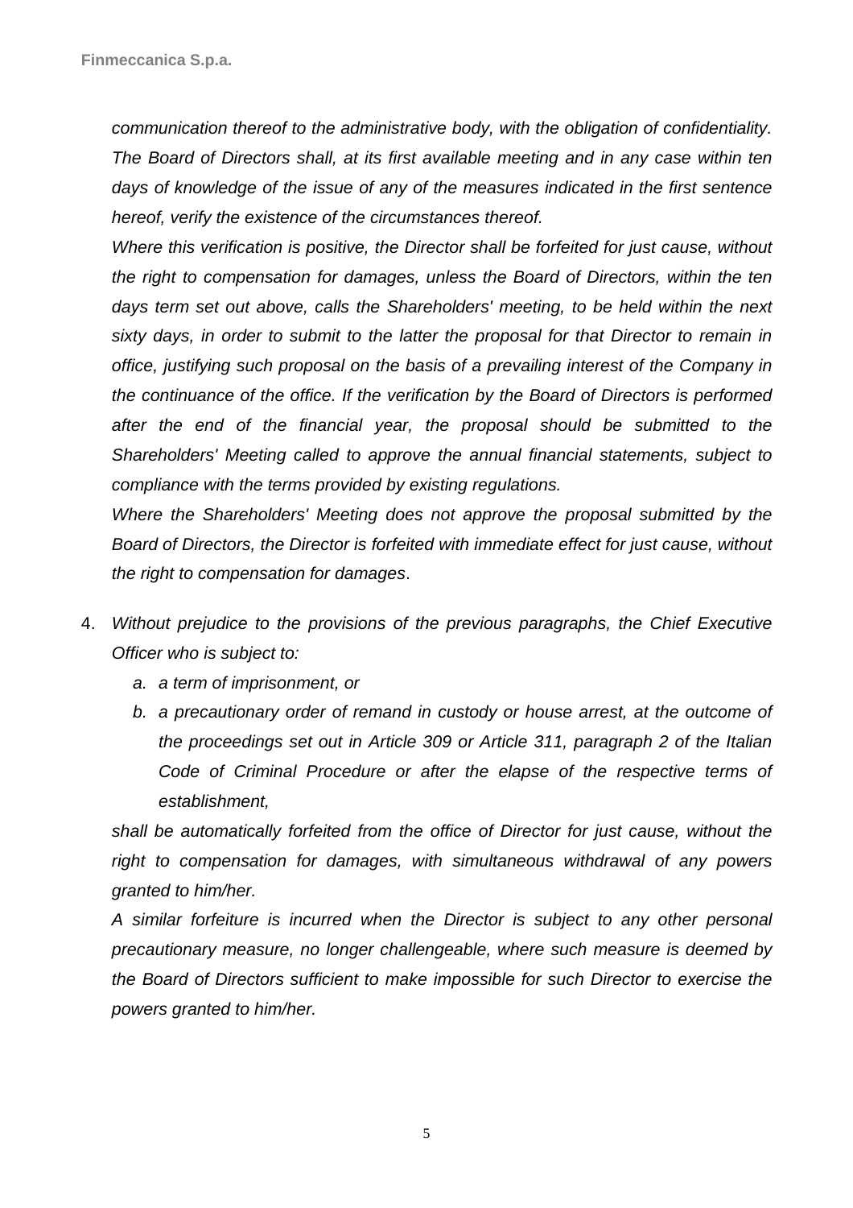*communication thereof to the administrative body, with the obligation of confidentiality. The Board of Directors shall, at its first available meeting and in any case within ten days of knowledge of the issue of any of the measures indicated in the first sentence hereof, verify the existence of the circumstances thereof.*

*Where this verification is positive, the Director shall be forfeited for just cause, without the right to compensation for damages, unless the Board of Directors, within the ten days term set out above, calls the Shareholders' meeting, to be held within the next sixty days, in order to submit to the latter the proposal for that Director to remain in office, justifying such proposal on the basis of a prevailing interest of the Company in the continuance of the office. If the verification by the Board of Directors is performed after the end of the financial year, the proposal should be submitted to the Shareholders' Meeting called to approve the annual financial statements, subject to compliance with the terms provided by existing regulations.*

*Where the Shareholders' Meeting does not approve the proposal submitted by the Board of Directors, the Director is forfeited with immediate effect for just cause, without the right to compensation for damages*.

4. *Without prejudice to the provisions of the previous paragraphs, the Chief Executive Officer who is subject to:*

   *a. a term of imprisonment, or*

   *b. a precautionary order of remand in custody or house arrest, at the outcome of the proceedings set out in Article 309 or Article 311, paragraph 2 of the Italian Code of Criminal Procedure or after the elapse of the respective terms of establishment,*

   *shall be automatically forfeited from the office of Director for just cause, without the right to compensation for damages, with simultaneous withdrawal of any powers granted to him/her.*

   *A similar forfeiture is incurred when the Director is subject to any other personal precautionary measure, no longer challengeable, where such measure is deemed by the Board of Directors sufficient to make impossible for such Director to exercise the powers granted to him/her.*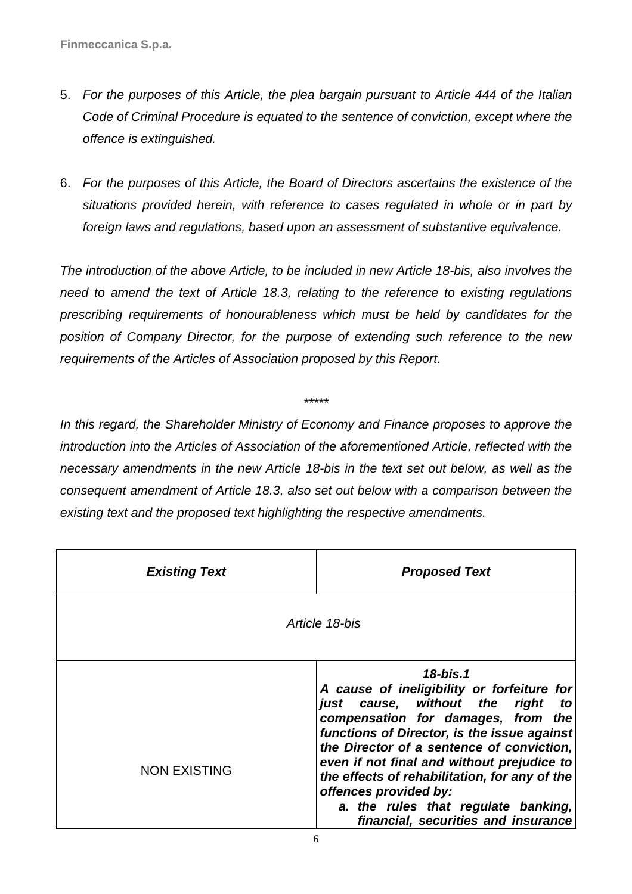5. *For the purposes of this Article, the plea bargain pursuant to Article 444 of the Italian Code of Criminal Procedure is equated to the sentence of conviction, except where the offence is extinguished.*

6. *For the purposes of this Article, the Board of Directors ascertains the existence of the situations provided herein, with reference to cases regulated in whole or in part by foreign laws and regulations, based upon an assessment of substantive equivalence.*

*The introduction of the above Article, to be included in new Article 18-bis, also involves the need to amend the text of Article 18.3, relating to the reference to existing regulations prescribing requirements of honourableness which must be held by candidates for the position of Company Director, for the purpose of extending such reference to the new requirements of the Articles of Association proposed by this Report.*

\*\*\*\*\*

*In this regard, the Shareholder Ministry of Economy and Finance proposes to approve the introduction into the Articles of Association of the aforementioned Article, reflected with the necessary amendments in the new Article 18-bis in the text set out below, as well as the consequent amendment of Article 18.3, also set out below with a comparison between the existing text and the proposed text highlighting the respective amendments.*

| ***Existing Text*** | ***Proposed Text*** |
|---|---|
| *Article 18-bis* | |
| NON EXISTING | ***18-bis.1*** <br> ***A cause of ineligibility or forfeiture for just cause, without the right to compensation for damages, from the functions of Director, is the issue against the Director of a sentence of conviction, even if not final and without prejudice to the effects of rehabilitation, for any of the offences provided by:*** <br> ***a. the rules that regulate banking, financial, securities and insurance*** |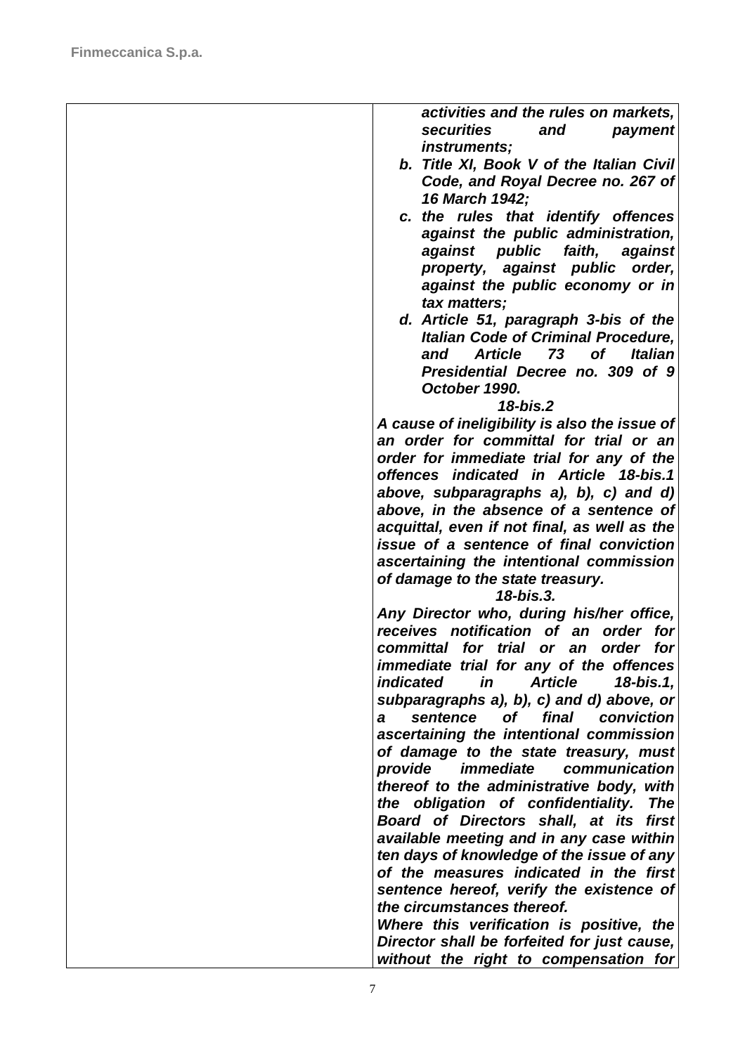| | |
|---|---|
| | ***activities and the rules on markets, securities and payment instruments;***<br>***b. Title XI, Book V of the Italian Civil Code, and Royal Decree no. 267 of 16 March 1942;***<br>***c. the rules that identify offences against the public administration, against public faith, against property, against public order, against the public economy or in tax matters;***<br>***d. Article 51, paragraph 3-bis of the Italian Code of Criminal Procedure, and Article 73 of Italian Presidential Decree no. 309 of 9 October 1990.***<br>***18-bis.2***<br>***A cause of ineligibility is also the issue of an order for committal for trial or an order for immediate trial for any of the offences indicated in Article 18-bis.1 above, subparagraphs a), b), c) and d) above, in the absence of a sentence of acquittal, even if not final, as well as the issue of a sentence of final conviction ascertaining the intentional commission of damage to the state treasury.***<br>***18-bis.3.***<br>***Any Director who, during his/her office, receives notification of an order for committal for trial or an order for immediate trial for any of the offences indicated in Article 18-bis.1, subparagraphs a), b), c) and d) above, or a sentence of final conviction ascertaining the intentional commission of damage to the state treasury, must provide immediate communication thereof to the administrative body, with the obligation of confidentiality. The Board of Directors shall, at its first available meeting and in any case within ten days of knowledge of the issue of any of the measures indicated in the first sentence hereof, verify the existence of the circumstances thereof.***<br>***Where this verification is positive, the Director shall be forfeited for just cause, without the right to compensation for*** |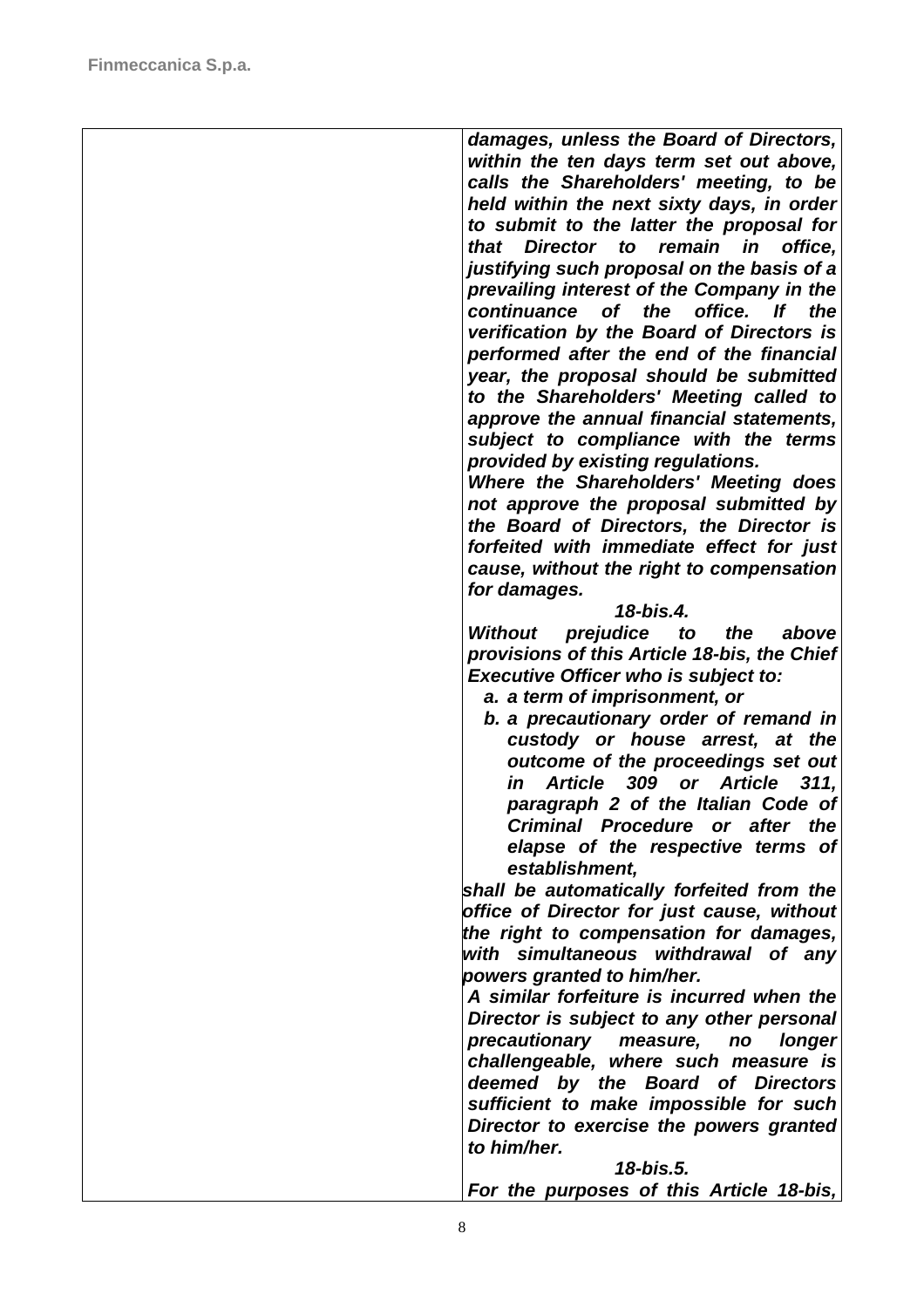| | |
|---|---|
| | ***damages, unless the Board of Directors, within the ten days term set out above, calls the Shareholders' meeting, to be held within the next sixty days, in order to submit to the latter the proposal for that Director to remain in office, justifying such proposal on the basis of a prevailing interest of the Company in the continuance of the office. If the verification by the Board of Directors is performed after the end of the financial year, the proposal should be submitted to the Shareholders' Meeting called to approve the annual financial statements, subject to compliance with the terms provided by existing regulations.*** <br> ***Where the Shareholders' Meeting does not approve the proposal submitted by the Board of Directors, the Director is forfeited with immediate effect for just cause, without the right to compensation for damages.*** <br> ***18-bis.4.*** <br> ***Without prejudice to the above provisions of this Article 18-bis, the Chief Executive Officer who is subject to:*** <br> ***a. a term of imprisonment, or*** <br> ***b. a precautionary order of remand in custody or house arrest, at the outcome of the proceedings set out in Article 309 or Article 311, paragraph 2 of the Italian Code of Criminal Procedure or after the elapse of the respective terms of establishment,*** <br> ***shall be automatically forfeited from the office of Director for just cause, without the right to compensation for damages, with simultaneous withdrawal of any powers granted to him/her.*** <br> ***A similar forfeiture is incurred when the Director is subject to any other personal precautionary measure, no longer challengeable, where such measure is deemed by the Board of Directors sufficient to make impossible for such Director to exercise the powers granted to him/her.*** <br> ***18-bis.5.*** <br> ***For the purposes of this Article 18-bis,*** |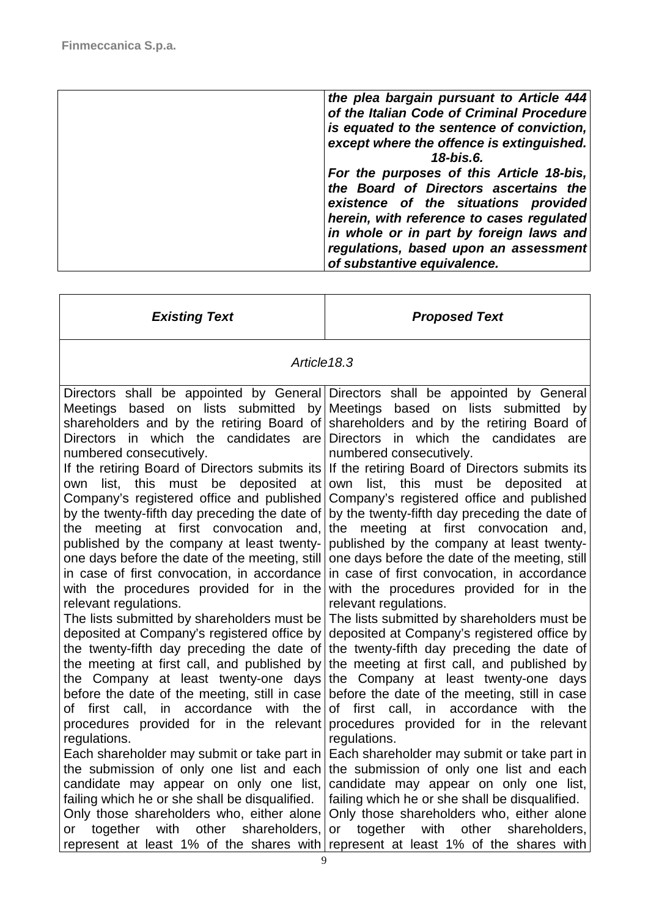| | |
|---|---|
| | ***the plea bargain pursuant to Article 444 of the Italian Code of Criminal Procedure is equated to the sentence of conviction, except where the offence is extinguished.*** <br> ***18-bis.6.*** <br> ***For the purposes of this Article 18-bis, the Board of Directors ascertains the existence of the situations provided herein, with reference to cases regulated in whole or in part by foreign laws and regulations, based upon an assessment of substantive equivalence.*** |

| ***Existing Text*** | ***Proposed Text*** |
|---|---|
| *Article18.3* | |
| Directors shall be appointed by General Meetings based on lists submitted by shareholders and by the retiring Board of Directors in which the candidates are numbered consecutively. <br> If the retiring Board of Directors submits its own list, this must be deposited at Company's registered office and published by the twenty-fifth day preceding the date of the meeting at first convocation and, published by the company at least twenty-one days before the date of the meeting, still in case of first convocation, in accordance with the procedures provided for in the relevant regulations. <br> The lists submitted by shareholders must be deposited at Company's registered office by the twenty-fifth day preceding the date of the meeting at first call, and published by the Company at least twenty-one days before the date of the meeting, still in case of first call, in accordance with the procedures provided for in the relevant regulations. <br> Each shareholder may submit or take part in the submission of only one list and each candidate may appear on only one list, failing which he or she shall be disqualified. <br> Only those shareholders who, either alone or together with other shareholders, represent at least 1% of the shares with | Directors shall be appointed by General Meetings based on lists submitted by shareholders and by the retiring Board of Directors in which the candidates are numbered consecutively. <br> If the retiring Board of Directors submits its own list, this must be deposited at Company's registered office and published by the twenty-fifth day preceding the date of the meeting at first convocation and, published by the company at least twenty-one days before the date of the meeting, still in case of first convocation, in accordance with the procedures provided for in the relevant regulations. <br> The lists submitted by shareholders must be deposited at Company's registered office by the twenty-fifth day preceding the date of the meeting at first call, and published by the Company at least twenty-one days before the date of the meeting, still in case of first call, in accordance with the procedures provided for in the relevant regulations. <br> Each shareholder may submit or take part in the submission of only one list and each candidate may appear on only one list, failing which he or she shall be disqualified. <br> Only those shareholders who, either alone or together with other shareholders, represent at least 1% of the shares with |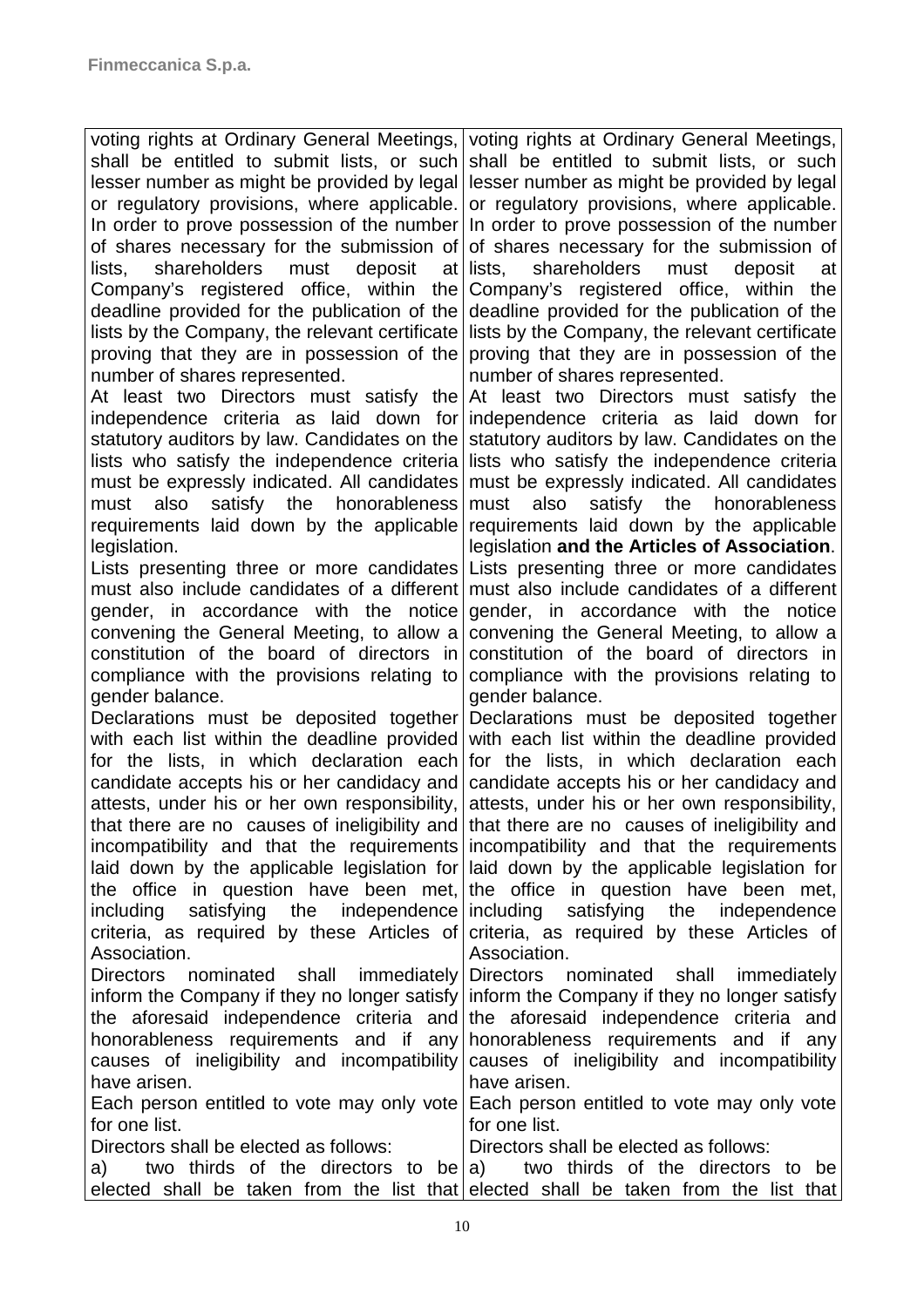| | |
|---|---|
| voting rights at Ordinary General Meetings, shall be entitled to submit lists, or such lesser number as might be provided by legal or regulatory provisions, where applicable. In order to prove possession of the number of shares necessary for the submission of lists, shareholders must deposit at Company's registered office, within the deadline provided for the publication of the lists by the Company, the relevant certificate proving that they are in possession of the number of shares represented.<br>At least two Directors must satisfy the independence criteria as laid down for statutory auditors by law. Candidates on the lists who satisfy the independence criteria must be expressly indicated. All candidates must also satisfy the honorableness requirements laid down by the applicable legislation.<br>Lists presenting three or more candidates must also include candidates of a different gender, in accordance with the notice convening the General Meeting, to allow a constitution of the board of directors in compliance with the provisions relating to gender balance.<br>Declarations must be deposited together with each list within the deadline provided for the lists, in which declaration each candidate accepts his or her candidacy and attests, under his or her own responsibility, that there are no causes of ineligibility and incompatibility and that the requirements laid down by the applicable legislation for the office in question have been met, including satisfying the independence criteria, as required by these Articles of Association.<br>Directors nominated shall immediately inform the Company if they no longer satisfy the aforesaid independence criteria and honorableness requirements and if any causes of ineligibility and incompatibility have arisen.<br>Each person entitled to vote may only vote for one list.<br>Directors shall be elected as follows:<br>a) two thirds of the directors to be elected shall be taken from the list that | voting rights at Ordinary General Meetings, shall be entitled to submit lists, or such lesser number as might be provided by legal or regulatory provisions, where applicable. In order to prove possession of the number of shares necessary for the submission of lists, shareholders must deposit at Company's registered office, within the deadline provided for the publication of the lists by the Company, the relevant certificate proving that they are in possession of the number of shares represented.<br>At least two Directors must satisfy the independence criteria as laid down for statutory auditors by law. Candidates on the lists who satisfy the independence criteria must be expressly indicated. All candidates must also satisfy the honorableness requirements laid down by the applicable legislation **and the Articles of Association**.<br>Lists presenting three or more candidates must also include candidates of a different gender, in accordance with the notice convening the General Meeting, to allow a constitution of the board of directors in compliance with the provisions relating to gender balance.<br>Declarations must be deposited together with each list within the deadline provided for the lists, in which declaration each candidate accepts his or her candidacy and attests, under his or her own responsibility, that there are no causes of ineligibility and incompatibility and that the requirements laid down by the applicable legislation for the office in question have been met, including satisfying the independence criteria, as required by these Articles of Association.<br>Directors nominated shall immediately inform the Company if they no longer satisfy the aforesaid independence criteria and honorableness requirements and if any causes of ineligibility and incompatibility have arisen.<br>Each person entitled to vote may only vote for one list.<br>Directors shall be elected as follows:<br>a) two thirds of the directors to be elected shall be taken from the list that |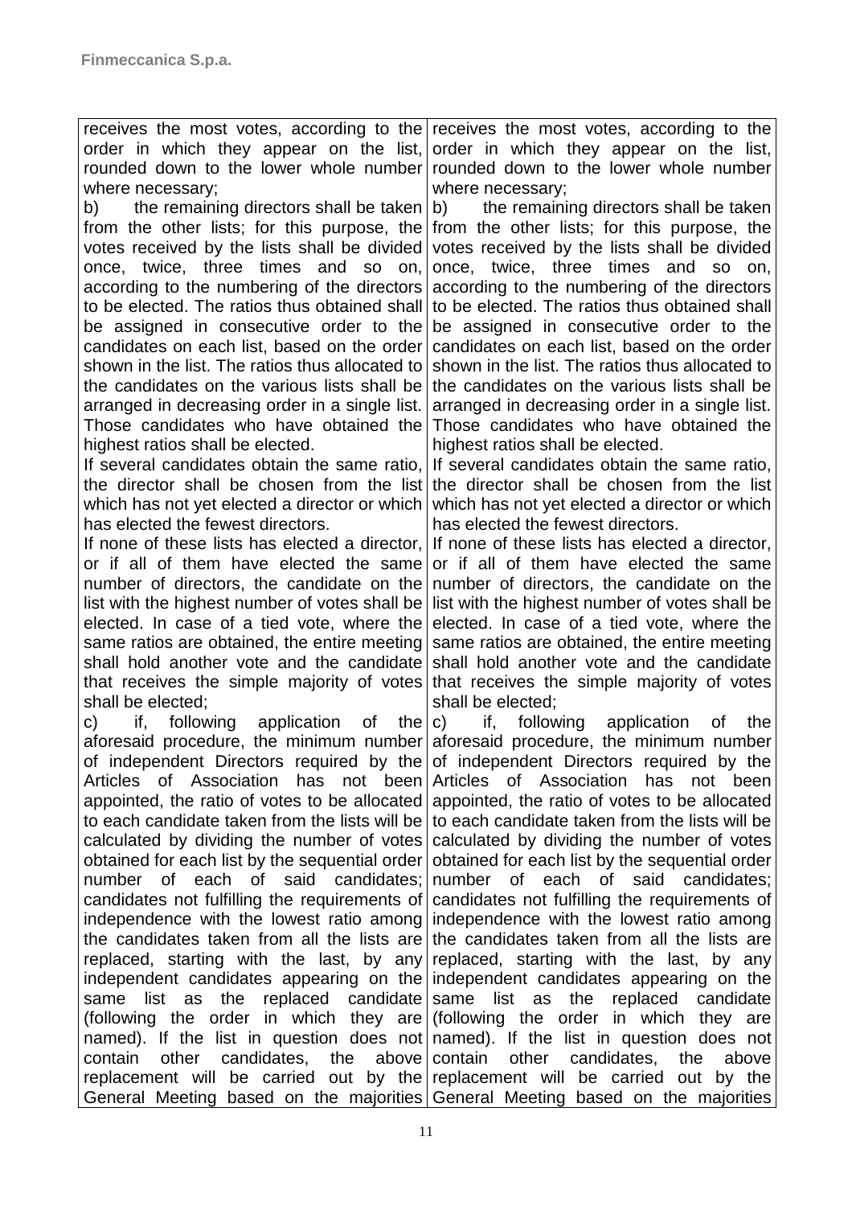| | |
|---|---|
| receives the most votes, according to the order in which they appear on the list, rounded down to the lower whole number where necessary;<br>b) the remaining directors shall be taken from the other lists; for this purpose, the votes received by the lists shall be divided once, twice, three times and so on, according to the numbering of the directors to be elected. The ratios thus obtained shall be assigned in consecutive order to the candidates on each list, based on the order shown in the list. The ratios thus allocated to the candidates on the various lists shall be arranged in decreasing order in a single list. Those candidates who have obtained the highest ratios shall be elected.<br>If several candidates obtain the same ratio, the director shall be chosen from the list which has not yet elected a director or which has elected the fewest directors.<br>If none of these lists has elected a director, or if all of them have elected the same number of directors, the candidate on the list with the highest number of votes shall be elected. In case of a tied vote, where the same ratios are obtained, the entire meeting shall hold another vote and the candidate that receives the simple majority of votes shall be elected;<br>c) if, following application of the aforesaid procedure, the minimum number of independent Directors required by the Articles of Association has not been appointed, the ratio of votes to be allocated to each candidate taken from the lists will be calculated by dividing the number of votes obtained for each list by the sequential order number of each of said candidates; candidates not fulfilling the requirements of independence with the lowest ratio among the candidates taken from all the lists are replaced, starting with the last, by any independent candidates appearing on the same list as the replaced candidate (following the order in which they are named). If the list in question does not contain other candidates, the above replacement will be carried out by the General Meeting based on the majorities | receives the most votes, according to the order in which they appear on the list, rounded down to the lower whole number where necessary;<br>b) the remaining directors shall be taken from the other lists; for this purpose, the votes received by the lists shall be divided once, twice, three times and so on, according to the numbering of the directors to be elected. The ratios thus obtained shall be assigned in consecutive order to the candidates on each list, based on the order shown in the list. The ratios thus allocated to the candidates on the various lists shall be arranged in decreasing order in a single list. Those candidates who have obtained the highest ratios shall be elected.<br>If several candidates obtain the same ratio, the director shall be chosen from the list which has not yet elected a director or which has elected the fewest directors.<br>If none of these lists has elected a director, or if all of them have elected the same number of directors, the candidate on the list with the highest number of votes shall be elected. In case of a tied vote, where the same ratios are obtained, the entire meeting shall hold another vote and the candidate that receives the simple majority of votes shall be elected;<br>c) if, following application of the aforesaid procedure, the minimum number of independent Directors required by the Articles of Association has not been appointed, the ratio of votes to be allocated to each candidate taken from the lists will be calculated by dividing the number of votes obtained for each list by the sequential order number of each of said candidates; candidates not fulfilling the requirements of independence with the lowest ratio among the candidates taken from all the lists are replaced, starting with the last, by any independent candidates appearing on the same list as the replaced candidate (following the order in which they are named). If the list in question does not contain other candidates, the above replacement will be carried out by the General Meeting based on the majorities |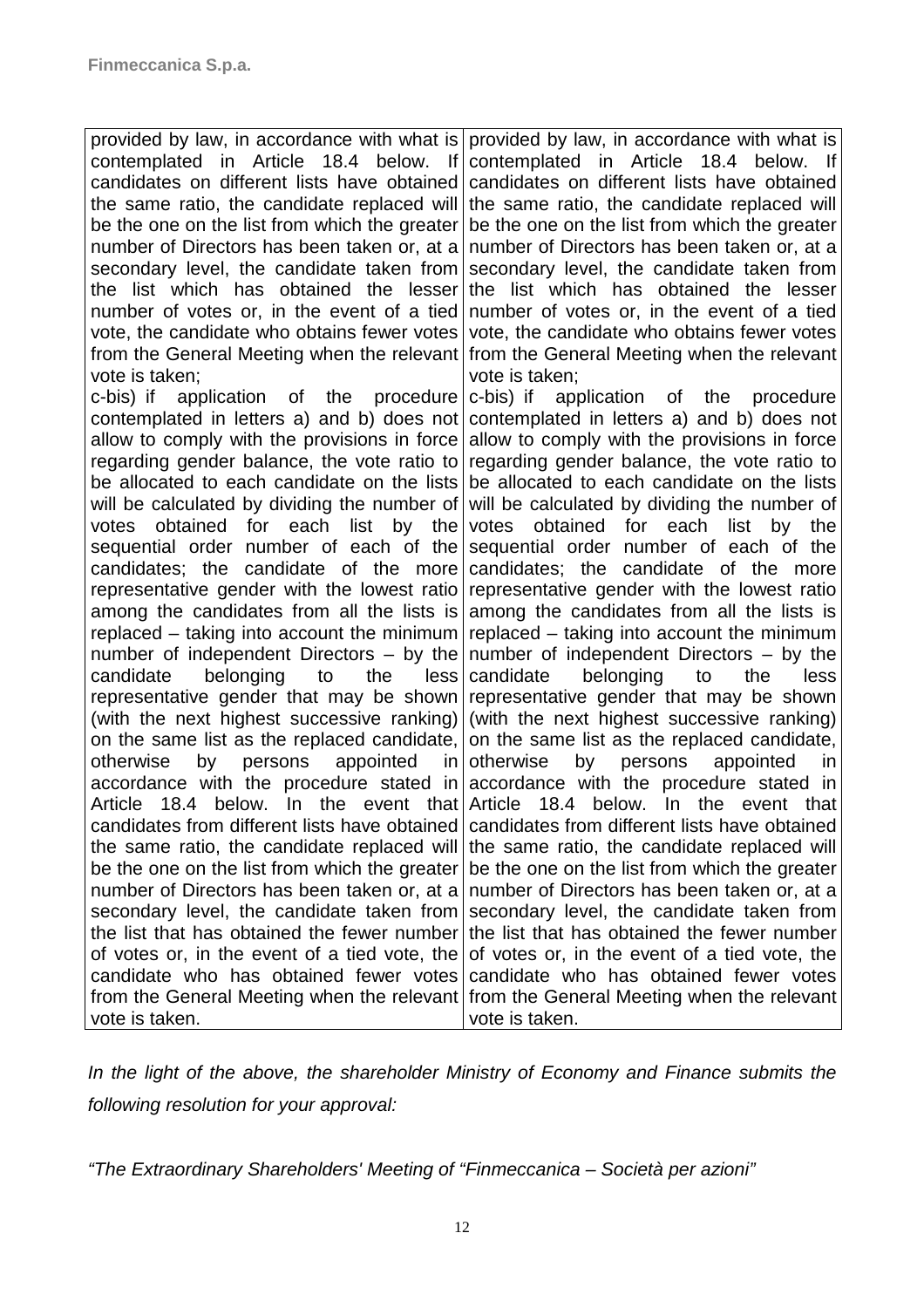| | |
|---|---|
| provided by law, in accordance with what is contemplated in Article 18.4 below. If candidates on different lists have obtained the same ratio, the candidate replaced will be the one on the list from which the greater number of Directors has been taken or, at a secondary level, the candidate taken from the list which has obtained the lesser number of votes or, in the event of a tied vote, the candidate who obtains fewer votes from the General Meeting when the relevant vote is taken;<br>c-bis) if application of the procedure contemplated in letters a) and b) does not allow to comply with the provisions in force regarding gender balance, the vote ratio to be allocated to each candidate on the lists will be calculated by dividing the number of votes obtained for each list by the sequential order number of each of the candidates; the candidate of the more representative gender with the lowest ratio among the candidates from all the lists is replaced – taking into account the minimum number of independent Directors – by the candidate belonging to the less representative gender that may be shown (with the next highest successive ranking) on the same list as the replaced candidate, otherwise by persons appointed in accordance with the procedure stated in Article 18.4 below. In the event that candidates from different lists have obtained the same ratio, the candidate replaced will be the one on the list from which the greater number of Directors has been taken or, at a secondary level, the candidate taken from the list that has obtained the fewer number of votes or, in the event of a tied vote, the candidate who has obtained fewer votes from the General Meeting when the relevant vote is taken. | provided by law, in accordance with what is contemplated in Article 18.4 below. If candidates on different lists have obtained the same ratio, the candidate replaced will be the one on the list from which the greater number of Directors has been taken or, at a secondary level, the candidate taken from the list which has obtained the lesser number of votes or, in the event of a tied vote, the candidate who obtains fewer votes from the General Meeting when the relevant vote is taken;<br>c-bis) if application of the procedure contemplated in letters a) and b) does not allow to comply with the provisions in force regarding gender balance, the vote ratio to be allocated to each candidate on the lists will be calculated by dividing the number of votes obtained for each list by the sequential order number of each of the candidates; the candidate of the more representative gender with the lowest ratio among the candidates from all the lists is replaced – taking into account the minimum number of independent Directors – by the candidate belonging to the less representative gender that may be shown (with the next highest successive ranking) on the same list as the replaced candidate, otherwise by persons appointed in accordance with the procedure stated in Article 18.4 below. In the event that candidates from different lists have obtained the same ratio, the candidate replaced will be the one on the list from which the greater number of Directors has been taken or, at a secondary level, the candidate taken from the list that has obtained the fewer number of votes or, in the event of a tied vote, the candidate who has obtained fewer votes from the General Meeting when the relevant vote is taken. |

*In the light of the above, the shareholder Ministry of Economy and Finance submits the following resolution for your approval:*

*"The Extraordinary Shareholders' Meeting of "Finmeccanica – Società per azioni"*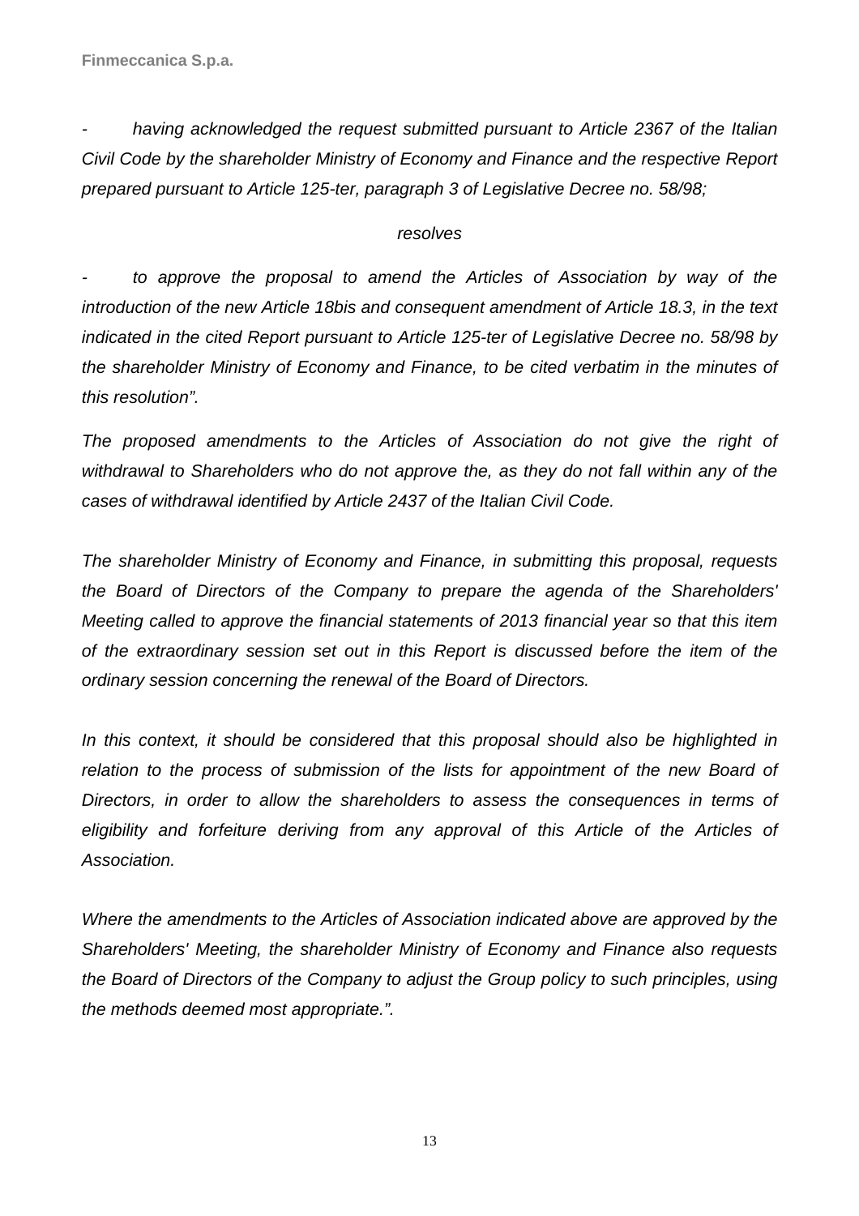*- having acknowledged the request submitted pursuant to Article 2367 of the Italian Civil Code by the shareholder Ministry of Economy and Finance and the respective Report prepared pursuant to Article 125-ter, paragraph 3 of Legislative Decree no. 58/98;*

*resolves*

*- to approve the proposal to amend the Articles of Association by way of the introduction of the new Article 18bis and consequent amendment of Article 18.3, in the text indicated in the cited Report pursuant to Article 125-ter of Legislative Decree no. 58/98 by the shareholder Ministry of Economy and Finance, to be cited verbatim in the minutes of this resolution".*

*The proposed amendments to the Articles of Association do not give the right of withdrawal to Shareholders who do not approve the, as they do not fall within any of the cases of withdrawal identified by Article 2437 of the Italian Civil Code.*

*The shareholder Ministry of Economy and Finance, in submitting this proposal, requests the Board of Directors of the Company to prepare the agenda of the Shareholders' Meeting called to approve the financial statements of 2013 financial year so that this item of the extraordinary session set out in this Report is discussed before the item of the ordinary session concerning the renewal of the Board of Directors.*

*In this context, it should be considered that this proposal should also be highlighted in relation to the process of submission of the lists for appointment of the new Board of Directors, in order to allow the shareholders to assess the consequences in terms of eligibility and forfeiture deriving from any approval of this Article of the Articles of Association.*

*Where the amendments to the Articles of Association indicated above are approved by the Shareholders' Meeting, the shareholder Ministry of Economy and Finance also requests the Board of Directors of the Company to adjust the Group policy to such principles, using the methods deemed most appropriate.".*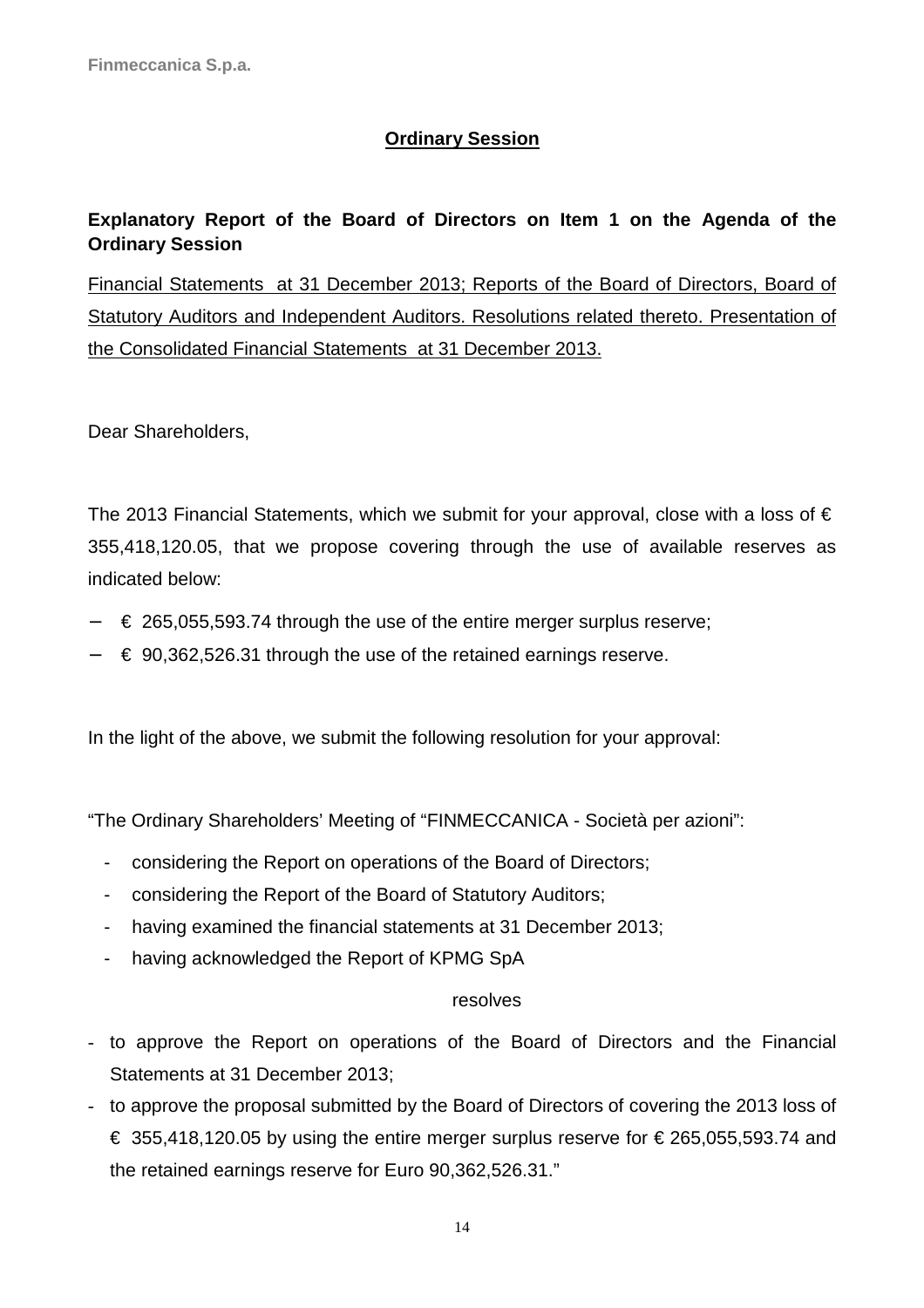## Ordinary Session

**Explanatory Report of the Board of Directors on Item 1 on the Agenda of the Ordinary Session**

Financial Statements at 31 December 2013; Reports of the Board of Directors, Board of Statutory Auditors and Independent Auditors. Resolutions related thereto. Presentation of the Consolidated Financial Statements at 31 December 2013.

Dear Shareholders,

The 2013 Financial Statements, which we submit for your approval, close with a loss of € 355,418,120.05, that we propose covering through the use of available reserves as indicated below:

- € 265,055,593.74 through the use of the entire merger surplus reserve;
- € 90,362,526.31 through the use of the retained earnings reserve.

In the light of the above, we submit the following resolution for your approval:

"The Ordinary Shareholders' Meeting of "FINMECCANICA - Società per azioni":

- considering the Report on operations of the Board of Directors;
- considering the Report of the Board of Statutory Auditors;
- having examined the financial statements at 31 December 2013;
- having acknowledged the Report of KPMG SpA

resolves

- to approve the Report on operations of the Board of Directors and the Financial Statements at 31 December 2013;
- to approve the proposal submitted by the Board of Directors of covering the 2013 loss of € 355,418,120.05 by using the entire merger surplus reserve for € 265,055,593.74 and the retained earnings reserve for Euro 90,362,526.31."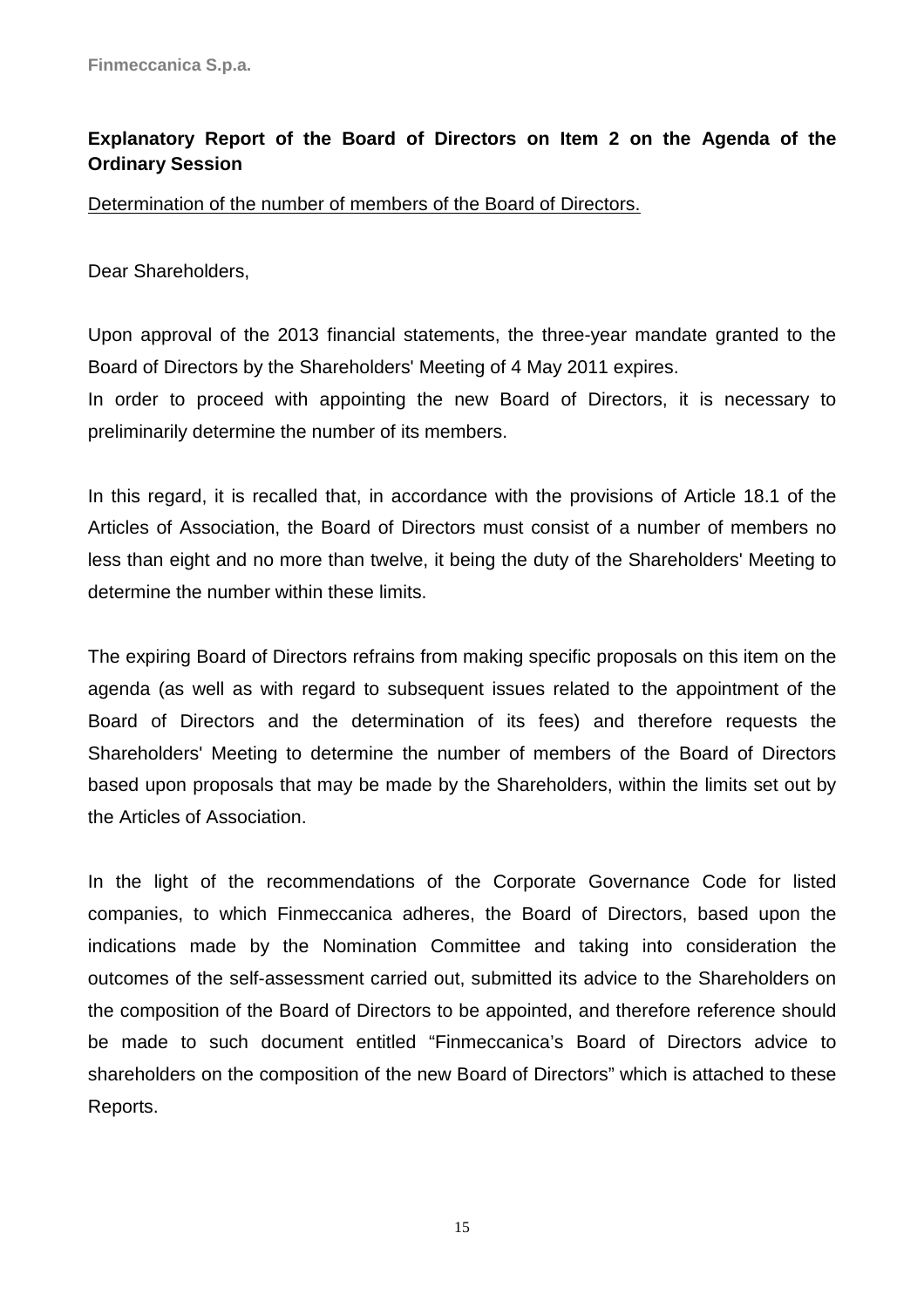## Explanatory Report of the Board of Directors on Item 2 on the Agenda of the Ordinary Session

<u>Determination of the number of members of the Board of Directors.</u>

Dear Shareholders,

Upon approval of the 2013 financial statements, the three-year mandate granted to the Board of Directors by the Shareholders' Meeting of 4 May 2011 expires.
In order to proceed with appointing the new Board of Directors, it is necessary to preliminarily determine the number of its members.

In this regard, it is recalled that, in accordance with the provisions of Article 18.1 of the Articles of Association, the Board of Directors must consist of a number of members no less than eight and no more than twelve, it being the duty of the Shareholders' Meeting to determine the number within these limits.

The expiring Board of Directors refrains from making specific proposals on this item on the agenda (as well as with regard to subsequent issues related to the appointment of the Board of Directors and the determination of its fees) and therefore requests the Shareholders' Meeting to determine the number of members of the Board of Directors based upon proposals that may be made by the Shareholders, within the limits set out by the Articles of Association.

In the light of the recommendations of the Corporate Governance Code for listed companies, to which Finmeccanica adheres, the Board of Directors, based upon the indications made by the Nomination Committee and taking into consideration the outcomes of the self-assessment carried out, submitted its advice to the Shareholders on the composition of the Board of Directors to be appointed, and therefore reference should be made to such document entitled "Finmeccanica's Board of Directors advice to shareholders on the composition of the new Board of Directors" which is attached to these Reports.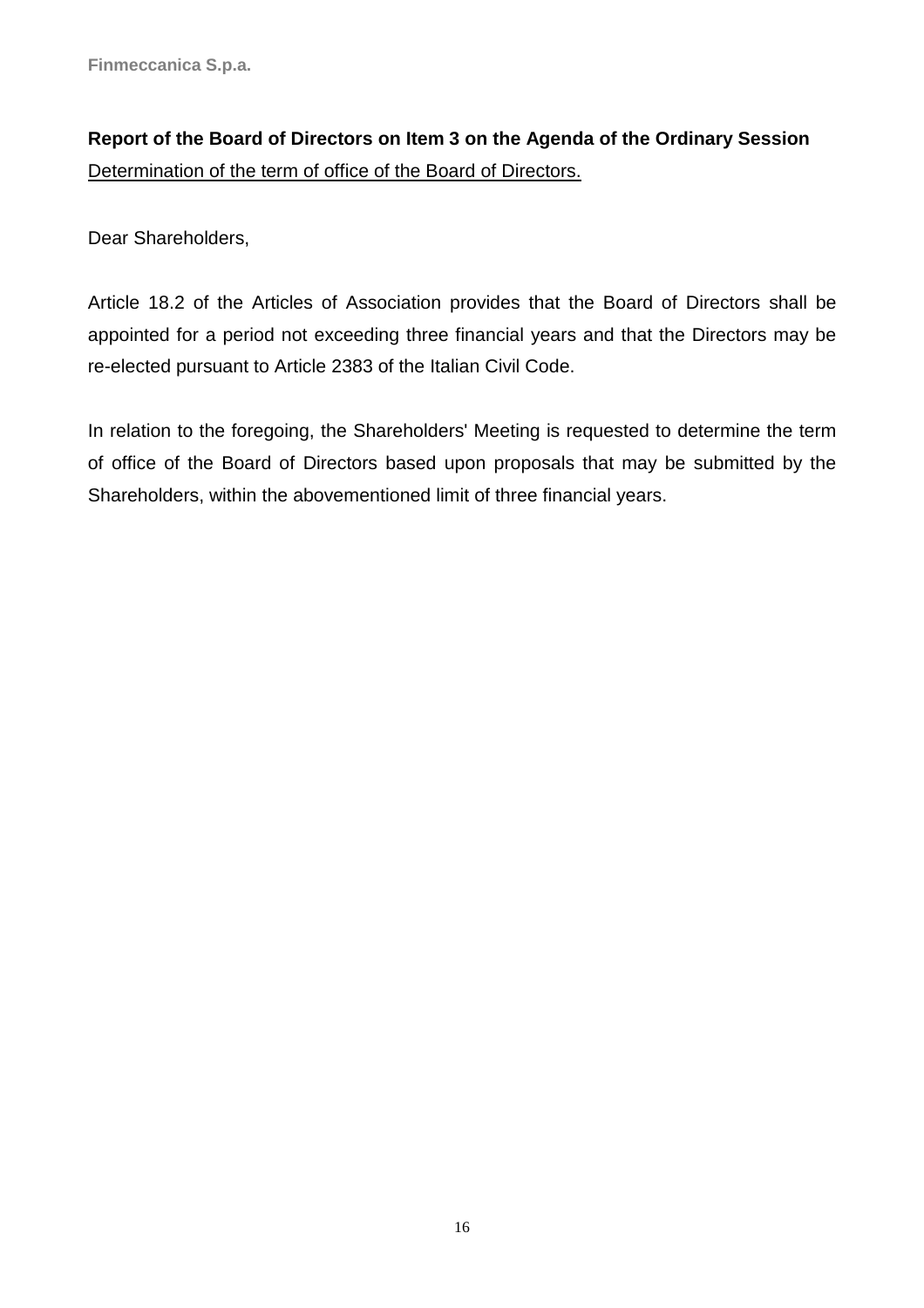**Report of the Board of Directors on Item 3 on the Agenda of the Ordinary Session**

<u>Determination of the term of office of the Board of Directors.</u>

Dear Shareholders,

Article 18.2 of the Articles of Association provides that the Board of Directors shall be appointed for a period not exceeding three financial years and that the Directors may be re-elected pursuant to Article 2383 of the Italian Civil Code.

In relation to the foregoing, the Shareholders' Meeting is requested to determine the term of office of the Board of Directors based upon proposals that may be submitted by the Shareholders, within the abovementioned limit of three financial years.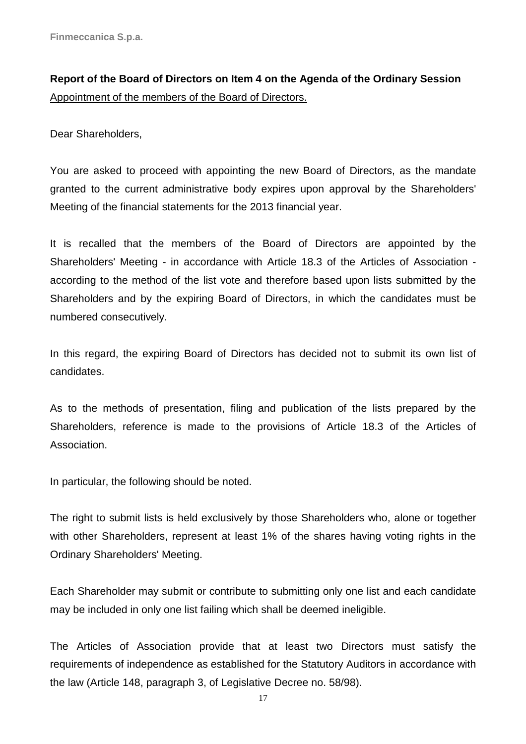**Report of the Board of Directors on Item 4 on the Agenda of the Ordinary Session**

Appointment of the members of the Board of Directors.

Dear Shareholders,

You are asked to proceed with appointing the new Board of Directors, as the mandate granted to the current administrative body expires upon approval by the Shareholders' Meeting of the financial statements for the 2013 financial year.

It is recalled that the members of the Board of Directors are appointed by the Shareholders' Meeting - in accordance with Article 18.3 of the Articles of Association - according to the method of the list vote and therefore based upon lists submitted by the Shareholders and by the expiring Board of Directors, in which the candidates must be numbered consecutively.

In this regard, the expiring Board of Directors has decided not to submit its own list of candidates.

As to the methods of presentation, filing and publication of the lists prepared by the Shareholders, reference is made to the provisions of Article 18.3 of the Articles of Association.

In particular, the following should be noted.

The right to submit lists is held exclusively by those Shareholders who, alone or together with other Shareholders, represent at least 1% of the shares having voting rights in the Ordinary Shareholders' Meeting.

Each Shareholder may submit or contribute to submitting only one list and each candidate may be included in only one list failing which shall be deemed ineligible.

The Articles of Association provide that at least two Directors must satisfy the requirements of independence as established for the Statutory Auditors in accordance with the law (Article 148, paragraph 3, of Legislative Decree no. 58/98).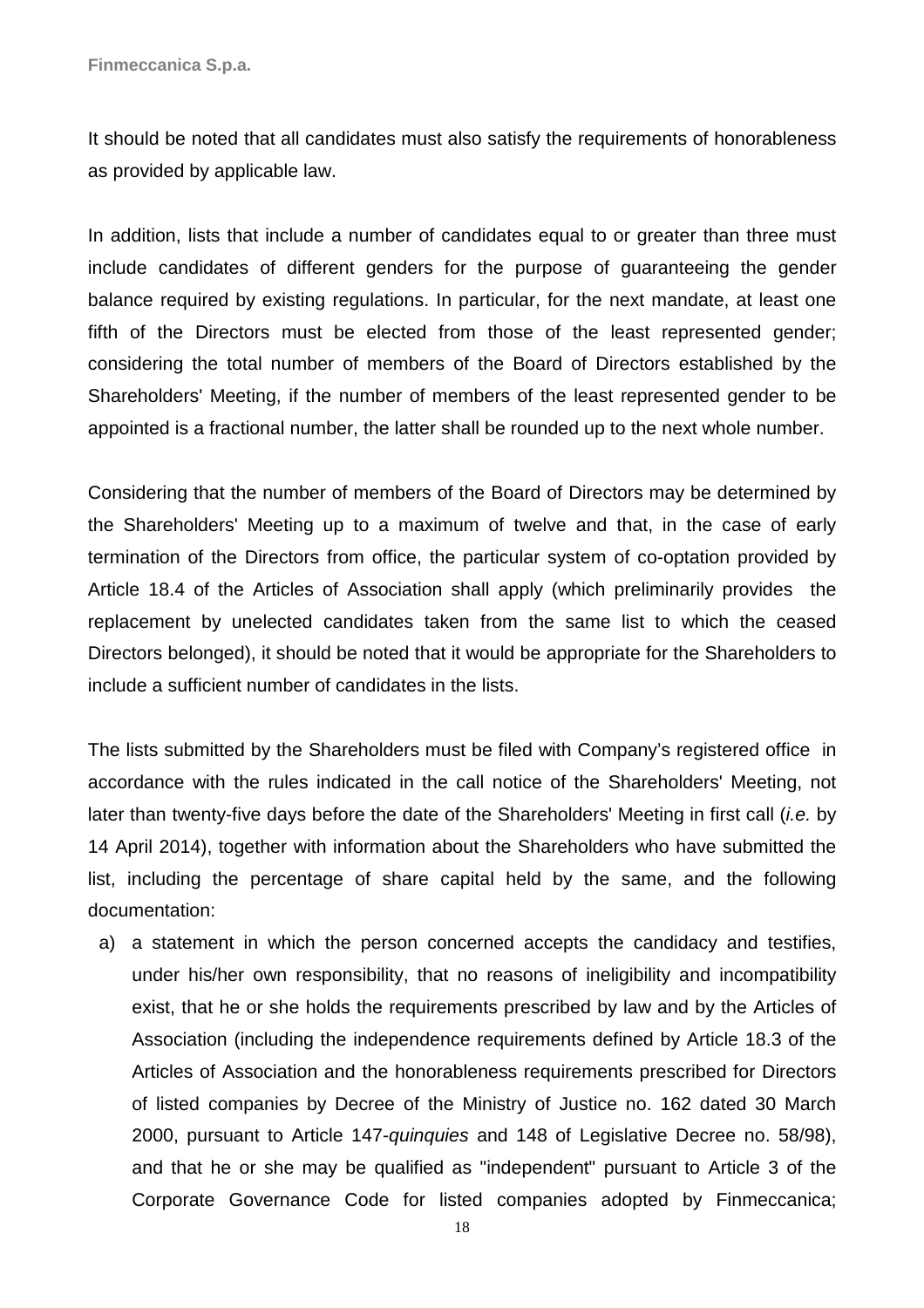It should be noted that all candidates must also satisfy the requirements of honorableness as provided by applicable law.

In addition, lists that include a number of candidates equal to or greater than three must include candidates of different genders for the purpose of guaranteeing the gender balance required by existing regulations. In particular, for the next mandate, at least one fifth of the Directors must be elected from those of the least represented gender; considering the total number of members of the Board of Directors established by the Shareholders' Meeting, if the number of members of the least represented gender to be appointed is a fractional number, the latter shall be rounded up to the next whole number.

Considering that the number of members of the Board of Directors may be determined by the Shareholders' Meeting up to a maximum of twelve and that, in the case of early termination of the Directors from office, the particular system of co-optation provided by Article 18.4 of the Articles of Association shall apply (which preliminarily provides the replacement by unelected candidates taken from the same list to which the ceased Directors belonged), it should be noted that it would be appropriate for the Shareholders to include a sufficient number of candidates in the lists.

The lists submitted by the Shareholders must be filed with Company's registered office in accordance with the rules indicated in the call notice of the Shareholders' Meeting, not later than twenty-five days before the date of the Shareholders' Meeting in first call (*i.e.* by 14 April 2014), together with information about the Shareholders who have submitted the list, including the percentage of share capital held by the same, and the following documentation:

a) a statement in which the person concerned accepts the candidacy and testifies, under his/her own responsibility, that no reasons of ineligibility and incompatibility exist, that he or she holds the requirements prescribed by law and by the Articles of Association (including the independence requirements defined by Article 18.3 of the Articles of Association and the honorableness requirements prescribed for Directors of listed companies by Decree of the Ministry of Justice no. 162 dated 30 March 2000, pursuant to Article 147-*quinquies* and 148 of Legislative Decree no. 58/98), and that he or she may be qualified as "independent" pursuant to Article 3 of the Corporate Governance Code for listed companies adopted by Finmeccanica;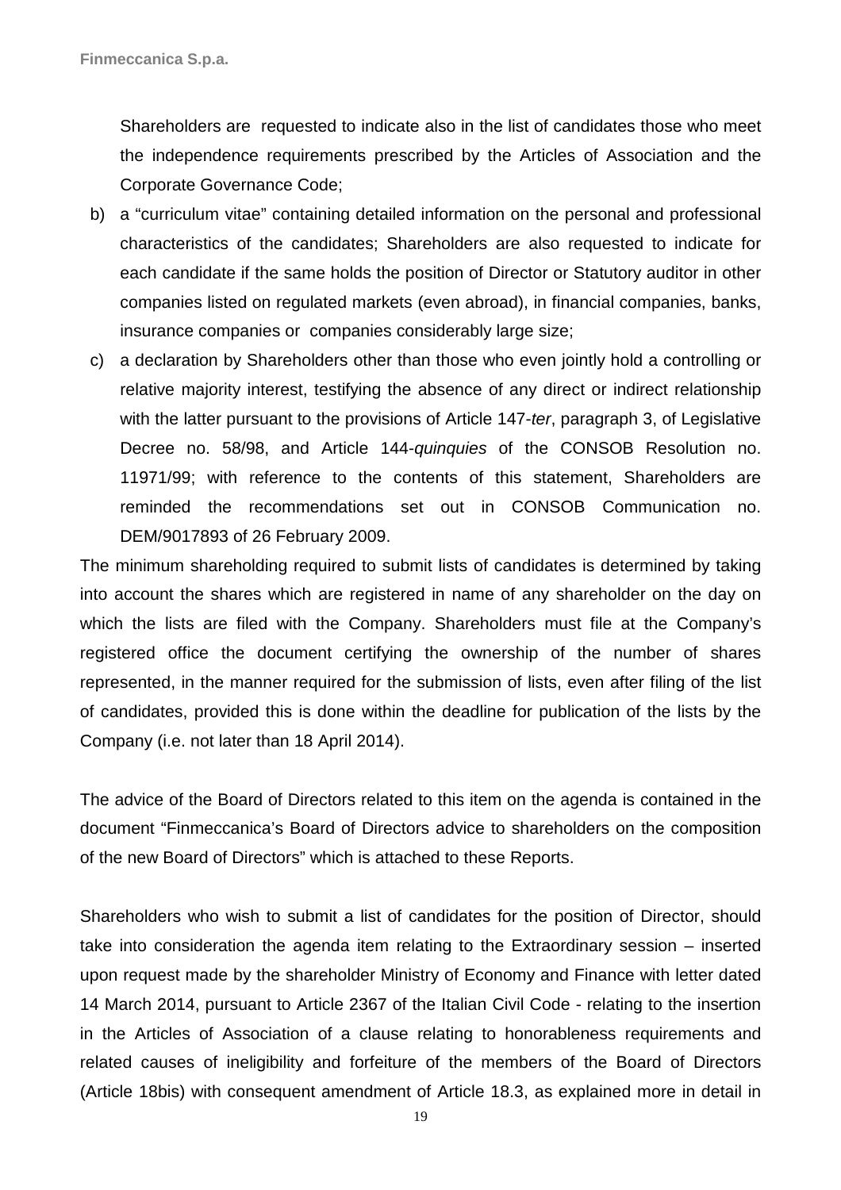Shareholders are requested to indicate also in the list of candidates those who meet the independence requirements prescribed by the Articles of Association and the Corporate Governance Code;

b) a "curriculum vitae" containing detailed information on the personal and professional characteristics of the candidates; Shareholders are also requested to indicate for each candidate if the same holds the position of Director or Statutory auditor in other companies listed on regulated markets (even abroad), in financial companies, banks, insurance companies or companies considerably large size;

c) a declaration by Shareholders other than those who even jointly hold a controlling or relative majority interest, testifying the absence of any direct or indirect relationship with the latter pursuant to the provisions of Article 147-*ter*, paragraph 3, of Legislative Decree no. 58/98, and Article 144-*quinquies* of the CONSOB Resolution no. 11971/99; with reference to the contents of this statement, Shareholders are reminded the recommendations set out in CONSOB Communication no. DEM/9017893 of 26 February 2009.

The minimum shareholding required to submit lists of candidates is determined by taking into account the shares which are registered in name of any shareholder on the day on which the lists are filed with the Company. Shareholders must file at the Company's registered office the document certifying the ownership of the number of shares represented, in the manner required for the submission of lists, even after filing of the list of candidates, provided this is done within the deadline for publication of the lists by the Company (i.e. not later than 18 April 2014).

The advice of the Board of Directors related to this item on the agenda is contained in the document "Finmeccanica's Board of Directors advice to shareholders on the composition of the new Board of Directors" which is attached to these Reports.

Shareholders who wish to submit a list of candidates for the position of Director, should take into consideration the agenda item relating to the Extraordinary session – inserted upon request made by the shareholder Ministry of Economy and Finance with letter dated 14 March 2014, pursuant to Article 2367 of the Italian Civil Code - relating to the insertion in the Articles of Association of a clause relating to honorableness requirements and related causes of ineligibility and forfeiture of the members of the Board of Directors (Article 18bis) with consequent amendment of Article 18.3, as explained more in detail in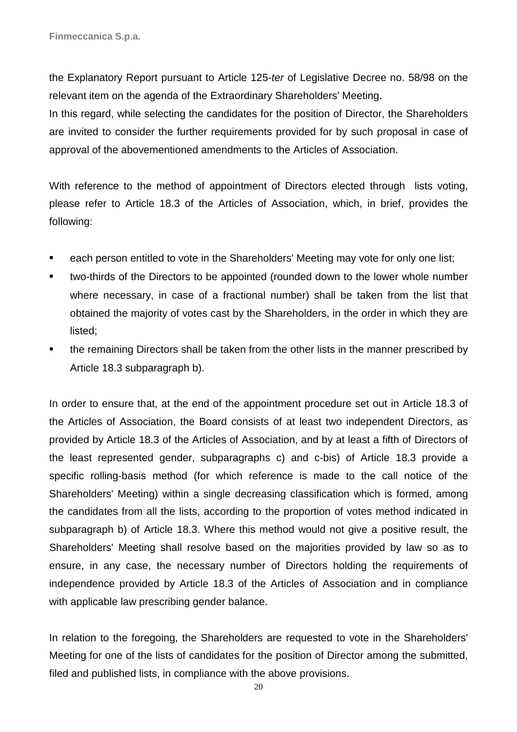the Explanatory Report pursuant to Article 125-*ter* of Legislative Decree no. 58/98 on the relevant item on the agenda of the Extraordinary Shareholders' Meeting.

In this regard, while selecting the candidates for the position of Director, the Shareholders are invited to consider the further requirements provided for by such proposal in case of approval of the abovementioned amendments to the Articles of Association.

With reference to the method of appointment of Directors elected through lists voting, please refer to Article 18.3 of the Articles of Association, which, in brief, provides the following:

- each person entitled to vote in the Shareholders' Meeting may vote for only one list;
- two-thirds of the Directors to be appointed (rounded down to the lower whole number where necessary, in case of a fractional number) shall be taken from the list that obtained the majority of votes cast by the Shareholders, in the order in which they are listed;
- the remaining Directors shall be taken from the other lists in the manner prescribed by Article 18.3 subparagraph b).

In order to ensure that, at the end of the appointment procedure set out in Article 18.3 of the Articles of Association, the Board consists of at least two independent Directors, as provided by Article 18.3 of the Articles of Association, and by at least a fifth of Directors of the least represented gender, subparagraphs c) and c-bis) of Article 18.3 provide a specific rolling-basis method (for which reference is made to the call notice of the Shareholders' Meeting) within a single decreasing classification which is formed, among the candidates from all the lists, according to the proportion of votes method indicated in subparagraph b) of Article 18.3. Where this method would not give a positive result, the Shareholders' Meeting shall resolve based on the majorities provided by law so as to ensure, in any case, the necessary number of Directors holding the requirements of independence provided by Article 18.3 of the Articles of Association and in compliance with applicable law prescribing gender balance.

In relation to the foregoing, the Shareholders are requested to vote in the Shareholders' Meeting for one of the lists of candidates for the position of Director among the submitted, filed and published lists, in compliance with the above provisions.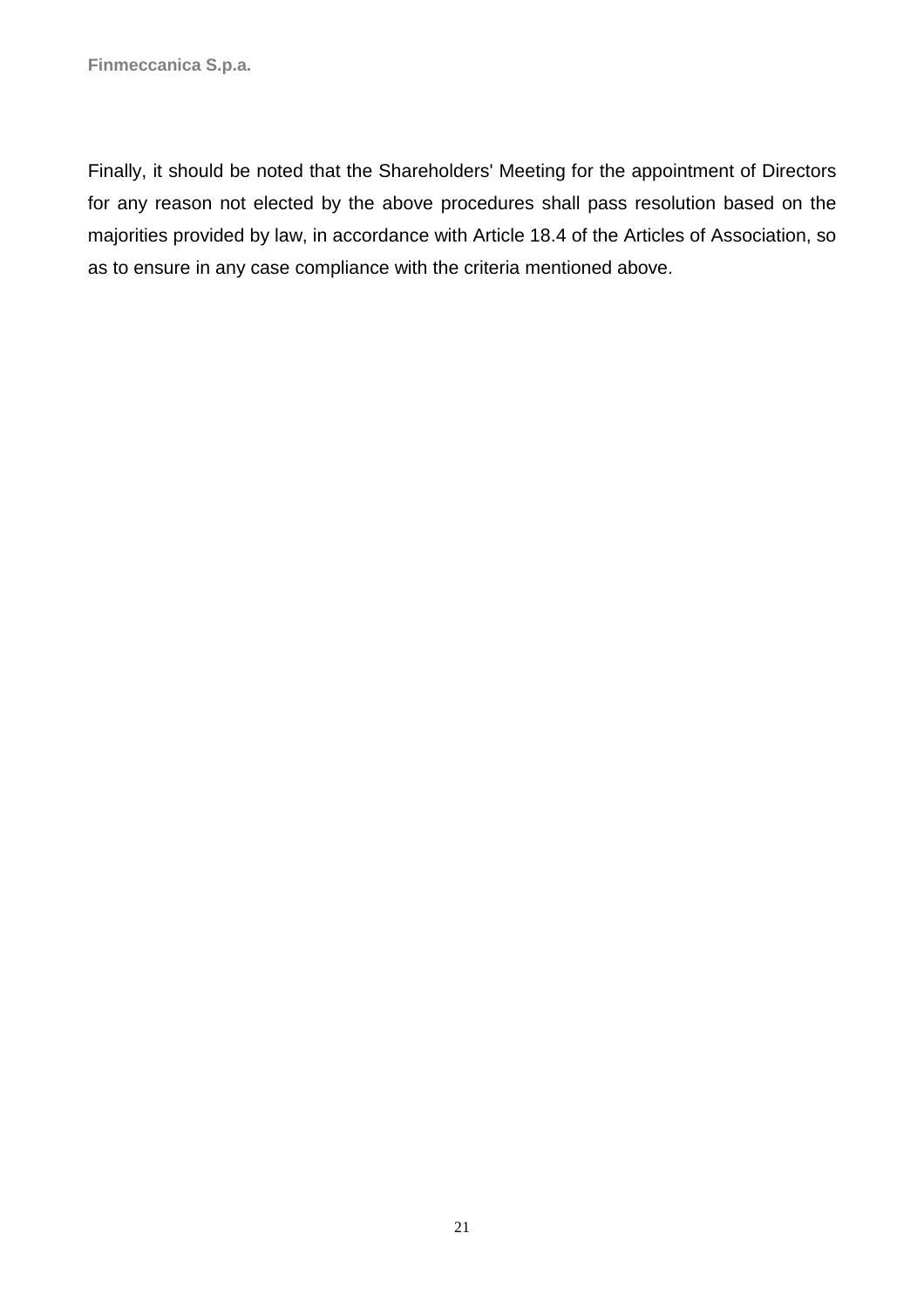Finally, it should be noted that the Shareholders' Meeting for the appointment of Directors for any reason not elected by the above procedures shall pass resolution based on the majorities provided by law, in accordance with Article 18.4 of the Articles of Association, so as to ensure in any case compliance with the criteria mentioned above.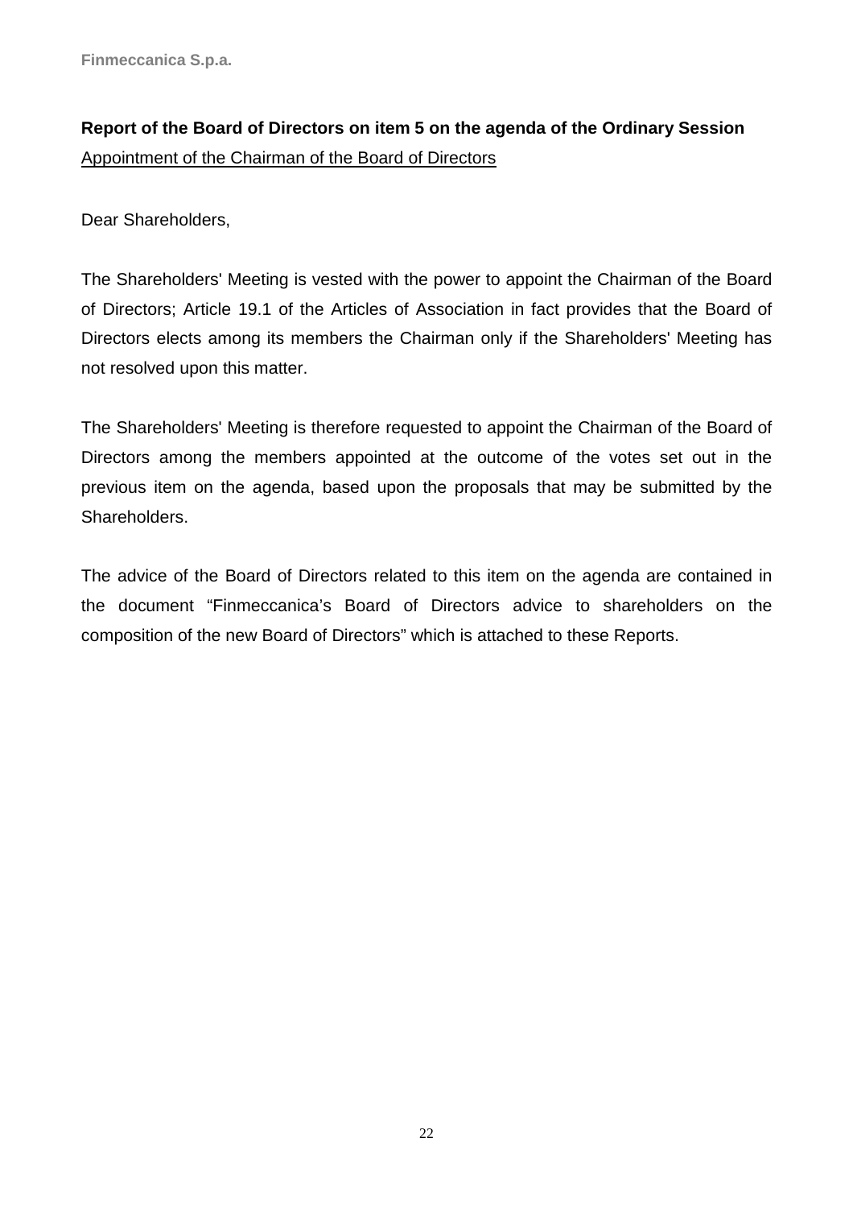**Report of the Board of Directors on item 5 on the agenda of the Ordinary Session**

Appointment of the Chairman of the Board of Directors

Dear Shareholders,

The Shareholders' Meeting is vested with the power to appoint the Chairman of the Board of Directors; Article 19.1 of the Articles of Association in fact provides that the Board of Directors elects among its members the Chairman only if the Shareholders' Meeting has not resolved upon this matter.

The Shareholders' Meeting is therefore requested to appoint the Chairman of the Board of Directors among the members appointed at the outcome of the votes set out in the previous item on the agenda, based upon the proposals that may be submitted by the Shareholders.

The advice of the Board of Directors related to this item on the agenda are contained in the document "Finmeccanica's Board of Directors advice to shareholders on the composition of the new Board of Directors" which is attached to these Reports.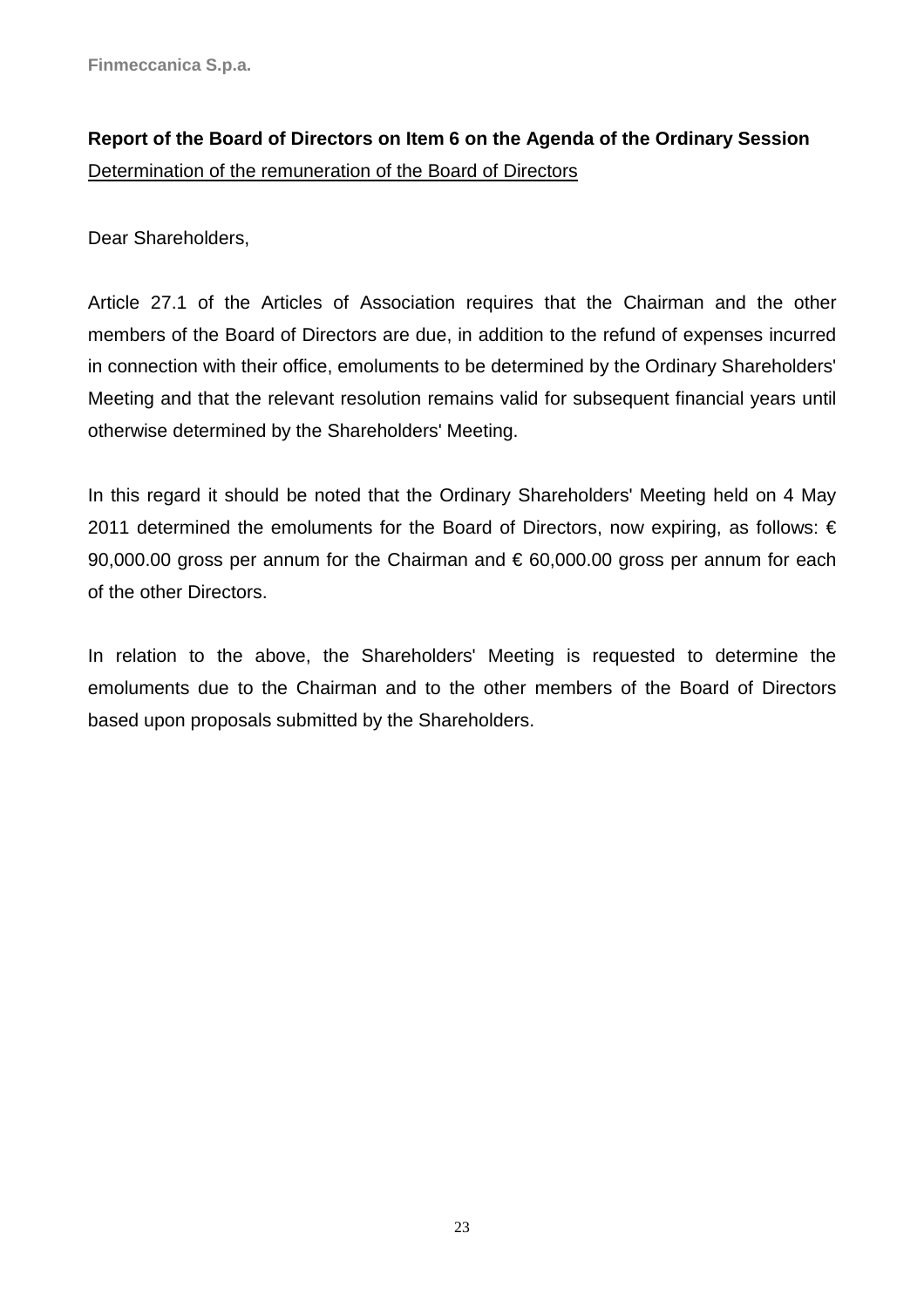**Report of the Board of Directors on Item 6 on the Agenda of the Ordinary Session**

Determination of the remuneration of the Board of Directors

Dear Shareholders,

Article 27.1 of the Articles of Association requires that the Chairman and the other members of the Board of Directors are due, in addition to the refund of expenses incurred in connection with their office, emoluments to be determined by the Ordinary Shareholders' Meeting and that the relevant resolution remains valid for subsequent financial years until otherwise determined by the Shareholders' Meeting.

In this regard it should be noted that the Ordinary Shareholders' Meeting held on 4 May 2011 determined the emoluments for the Board of Directors, now expiring, as follows: € 90,000.00 gross per annum for the Chairman and € 60,000.00 gross per annum for each of the other Directors.

In relation to the above, the Shareholders' Meeting is requested to determine the emoluments due to the Chairman and to the other members of the Board of Directors based upon proposals submitted by the Shareholders.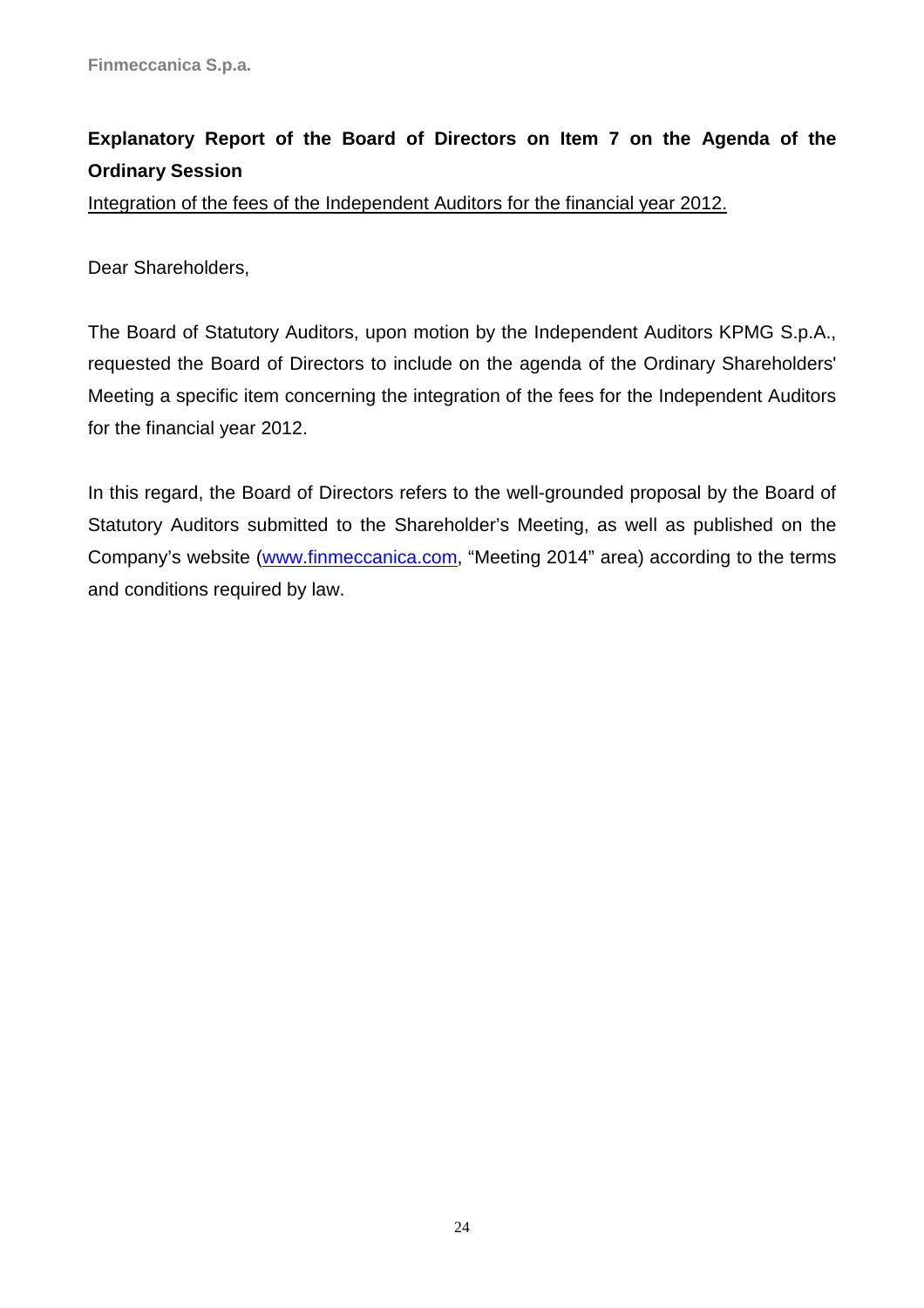**Explanatory Report of the Board of Directors on Item 7 on the Agenda of the Ordinary Session**

Integration of the fees of the Independent Auditors for the financial year 2012.

Dear Shareholders,

The Board of Statutory Auditors, upon motion by the Independent Auditors KPMG S.p.A., requested the Board of Directors to include on the agenda of the Ordinary Shareholders' Meeting a specific item concerning the integration of the fees for the Independent Auditors for the financial year 2012.

In this regard, the Board of Directors refers to the well-grounded proposal by the Board of Statutory Auditors submitted to the Shareholder's Meeting, as well as published on the Company's website (www.finmeccanica.com, "Meeting 2014" area) according to the terms and conditions required by law.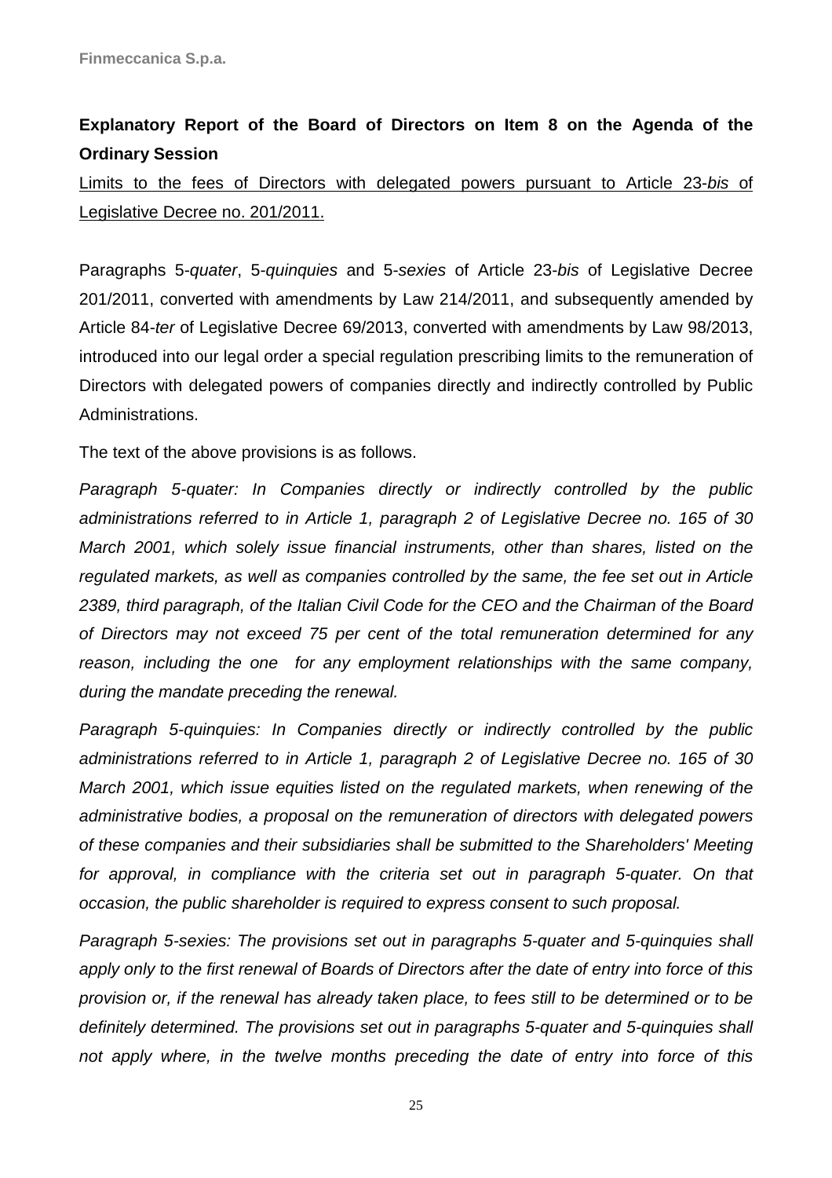**Explanatory Report of the Board of Directors on Item 8 on the Agenda of the Ordinary Session**

Limits to the fees of Directors with delegated powers pursuant to Article 23-*bis* of Legislative Decree no. 201/2011.

Paragraphs 5-*quater*, 5-*quinquies* and 5-*sexies* of Article 23-*bis* of Legislative Decree 201/2011, converted with amendments by Law 214/2011, and subsequently amended by Article 84-*ter* of Legislative Decree 69/2013, converted with amendments by Law 98/2013, introduced into our legal order a special regulation prescribing limits to the remuneration of Directors with delegated powers of companies directly and indirectly controlled by Public Administrations.

The text of the above provisions is as follows.

*Paragraph 5-quater: In Companies directly or indirectly controlled by the public administrations referred to in Article 1, paragraph 2 of Legislative Decree no. 165 of 30 March 2001, which solely issue financial instruments, other than shares, listed on the regulated markets, as well as companies controlled by the same, the fee set out in Article 2389, third paragraph, of the Italian Civil Code for the CEO and the Chairman of the Board of Directors may not exceed 75 per cent of the total remuneration determined for any reason, including the one for any employment relationships with the same company, during the mandate preceding the renewal.*

*Paragraph 5-quinquies: In Companies directly or indirectly controlled by the public administrations referred to in Article 1, paragraph 2 of Legislative Decree no. 165 of 30 March 2001, which issue equities listed on the regulated markets, when renewing of the administrative bodies, a proposal on the remuneration of directors with delegated powers of these companies and their subsidiaries shall be submitted to the Shareholders' Meeting for approval, in compliance with the criteria set out in paragraph 5-quater. On that occasion, the public shareholder is required to express consent to such proposal.*

*Paragraph 5-sexies: The provisions set out in paragraphs 5-quater and 5-quinquies shall apply only to the first renewal of Boards of Directors after the date of entry into force of this provision or, if the renewal has already taken place, to fees still to be determined or to be definitely determined. The provisions set out in paragraphs 5-quater and 5-quinquies shall not apply where, in the twelve months preceding the date of entry into force of this*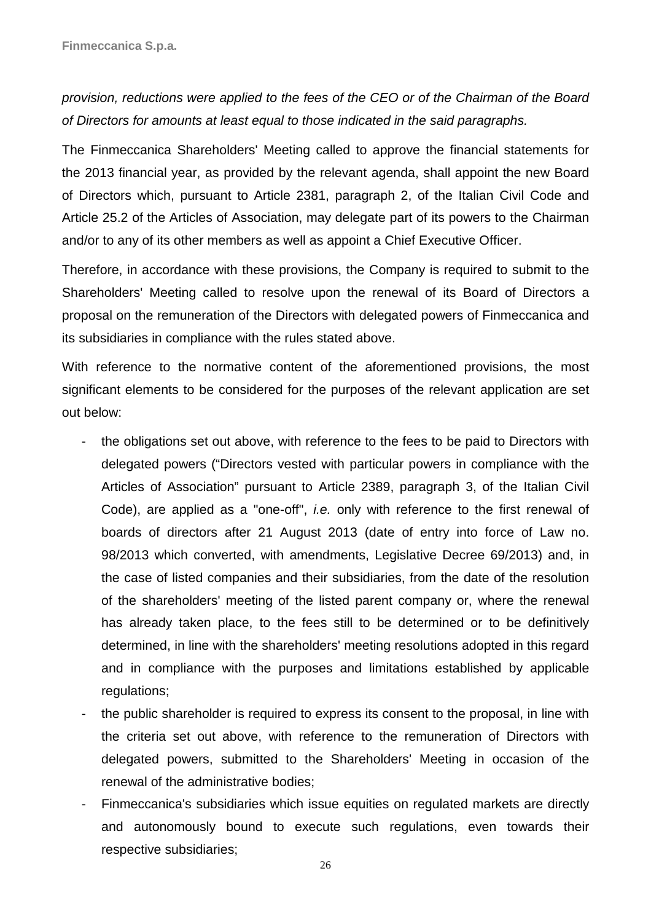*provision, reductions were applied to the fees of the CEO or of the Chairman of the Board of Directors for amounts at least equal to those indicated in the said paragraphs.*

The Finmeccanica Shareholders' Meeting called to approve the financial statements for the 2013 financial year, as provided by the relevant agenda, shall appoint the new Board of Directors which, pursuant to Article 2381, paragraph 2, of the Italian Civil Code and Article 25.2 of the Articles of Association, may delegate part of its powers to the Chairman and/or to any of its other members as well as appoint a Chief Executive Officer.

Therefore, in accordance with these provisions, the Company is required to submit to the Shareholders' Meeting called to resolve upon the renewal of its Board of Directors a proposal on the remuneration of the Directors with delegated powers of Finmeccanica and its subsidiaries in compliance with the rules stated above.

With reference to the normative content of the aforementioned provisions, the most significant elements to be considered for the purposes of the relevant application are set out below:

- the obligations set out above, with reference to the fees to be paid to Directors with delegated powers ("Directors vested with particular powers in compliance with the Articles of Association" pursuant to Article 2389, paragraph 3, of the Italian Civil Code), are applied as a "one-off", *i.e.* only with reference to the first renewal of boards of directors after 21 August 2013 (date of entry into force of Law no. 98/2013 which converted, with amendments, Legislative Decree 69/2013) and, in the case of listed companies and their subsidiaries, from the date of the resolution of the shareholders' meeting of the listed parent company or, where the renewal has already taken place, to the fees still to be determined or to be definitively determined, in line with the shareholders' meeting resolutions adopted in this regard and in compliance with the purposes and limitations established by applicable regulations;
- the public shareholder is required to express its consent to the proposal, in line with the criteria set out above, with reference to the remuneration of Directors with delegated powers, submitted to the Shareholders' Meeting in occasion of the renewal of the administrative bodies;
- Finmeccanica's subsidiaries which issue equities on regulated markets are directly and autonomously bound to execute such regulations, even towards their respective subsidiaries;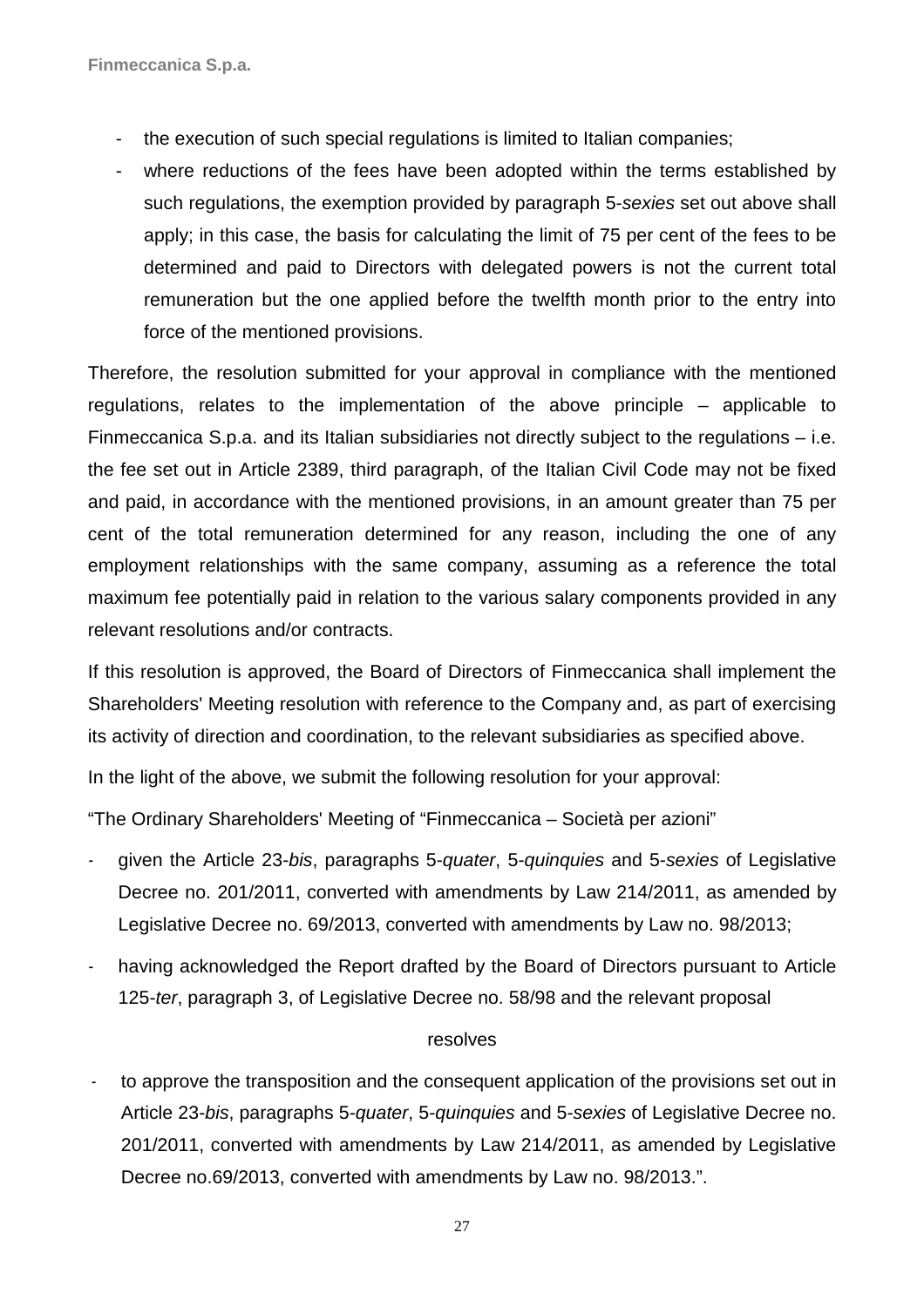- the execution of such special regulations is limited to Italian companies;
- where reductions of the fees have been adopted within the terms established by such regulations, the exemption provided by paragraph 5-*sexies* set out above shall apply; in this case, the basis for calculating the limit of 75 per cent of the fees to be determined and paid to Directors with delegated powers is not the current total remuneration but the one applied before the twelfth month prior to the entry into force of the mentioned provisions.

Therefore, the resolution submitted for your approval in compliance with the mentioned regulations, relates to the implementation of the above principle – applicable to Finmeccanica S.p.a. and its Italian subsidiaries not directly subject to the regulations – i.e. the fee set out in Article 2389, third paragraph, of the Italian Civil Code may not be fixed and paid, in accordance with the mentioned provisions, in an amount greater than 75 per cent of the total remuneration determined for any reason, including the one of any employment relationships with the same company, assuming as a reference the total maximum fee potentially paid in relation to the various salary components provided in any relevant resolutions and/or contracts.

If this resolution is approved, the Board of Directors of Finmeccanica shall implement the Shareholders' Meeting resolution with reference to the Company and, as part of exercising its activity of direction and coordination, to the relevant subsidiaries as specified above.

In the light of the above, we submit the following resolution for your approval:

"The Ordinary Shareholders' Meeting of "Finmeccanica – Società per azioni"

- given the Article 23-*bis*, paragraphs 5-*quater*, 5-*quinquies* and 5-*sexies* of Legislative Decree no. 201/2011, converted with amendments by Law 214/2011, as amended by Legislative Decree no. 69/2013, converted with amendments by Law no. 98/2013;
- having acknowledged the Report drafted by the Board of Directors pursuant to Article 125-*ter*, paragraph 3, of Legislative Decree no. 58/98 and the relevant proposal

resolves

- to approve the transposition and the consequent application of the provisions set out in Article 23-*bis*, paragraphs 5-*quater*, 5-*quinquies* and 5-*sexies* of Legislative Decree no. 201/2011, converted with amendments by Law 214/2011, as amended by Legislative Decree no.69/2013, converted with amendments by Law no. 98/2013.".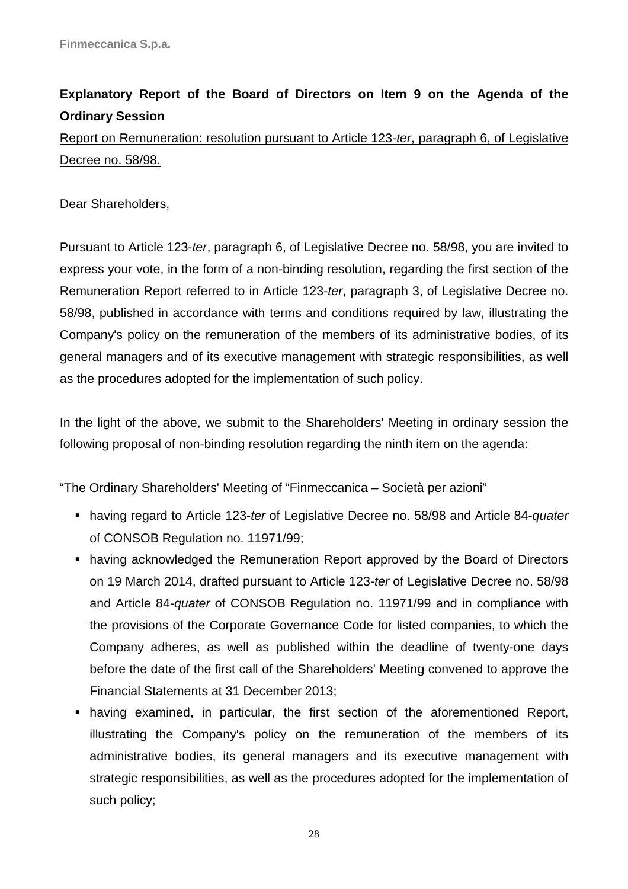**Explanatory Report of the Board of Directors on Item 9 on the Agenda of the Ordinary Session**

Report on Remuneration: resolution pursuant to Article 123-*ter*, paragraph 6, of Legislative Decree no. 58/98.

Dear Shareholders,

Pursuant to Article 123-*ter*, paragraph 6, of Legislative Decree no. 58/98, you are invited to express your vote, in the form of a non-binding resolution, regarding the first section of the Remuneration Report referred to in Article 123-*ter*, paragraph 3, of Legislative Decree no. 58/98, published in accordance with terms and conditions required by law, illustrating the Company's policy on the remuneration of the members of its administrative bodies, of its general managers and of its executive management with strategic responsibilities, as well as the procedures adopted for the implementation of such policy.

In the light of the above, we submit to the Shareholders' Meeting in ordinary session the following proposal of non-binding resolution regarding the ninth item on the agenda:

"The Ordinary Shareholders' Meeting of "Finmeccanica – Società per azioni"

- having regard to Article 123-*ter* of Legislative Decree no. 58/98 and Article 84-*quater* of CONSOB Regulation no. 11971/99;
- having acknowledged the Remuneration Report approved by the Board of Directors on 19 March 2014, drafted pursuant to Article 123-*ter* of Legislative Decree no. 58/98 and Article 84-*quater* of CONSOB Regulation no. 11971/99 and in compliance with the provisions of the Corporate Governance Code for listed companies, to which the Company adheres, as well as published within the deadline of twenty-one days before the date of the first call of the Shareholders' Meeting convened to approve the Financial Statements at 31 December 2013;
- having examined, in particular, the first section of the aforementioned Report, illustrating the Company's policy on the remuneration of the members of its administrative bodies, its general managers and its executive management with strategic responsibilities, as well as the procedures adopted for the implementation of such policy;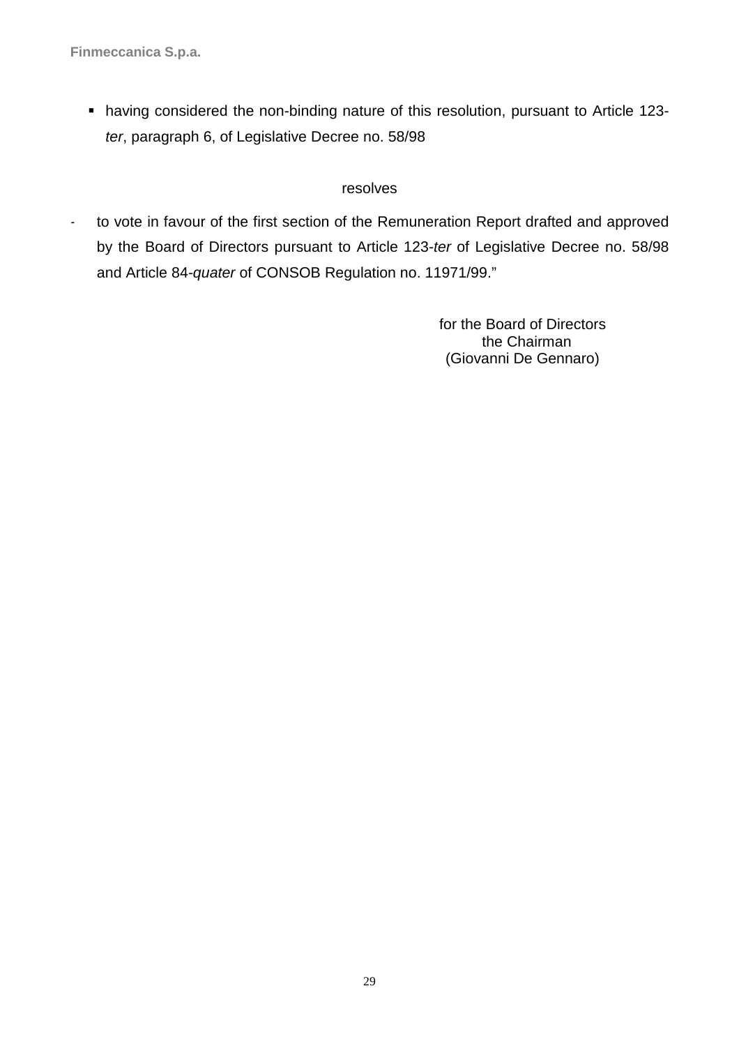- having considered the non-binding nature of this resolution, pursuant to Article 123-*ter*, paragraph 6, of Legislative Decree no. 58/98

resolves

- to vote in favour of the first section of the Remuneration Report drafted and approved by the Board of Directors pursuant to Article 123-*ter* of Legislative Decree no. 58/98 and Article 84-*quater* of CONSOB Regulation no. 11971/99."

for the Board of Directors
the Chairman
(Giovanni De Gennaro)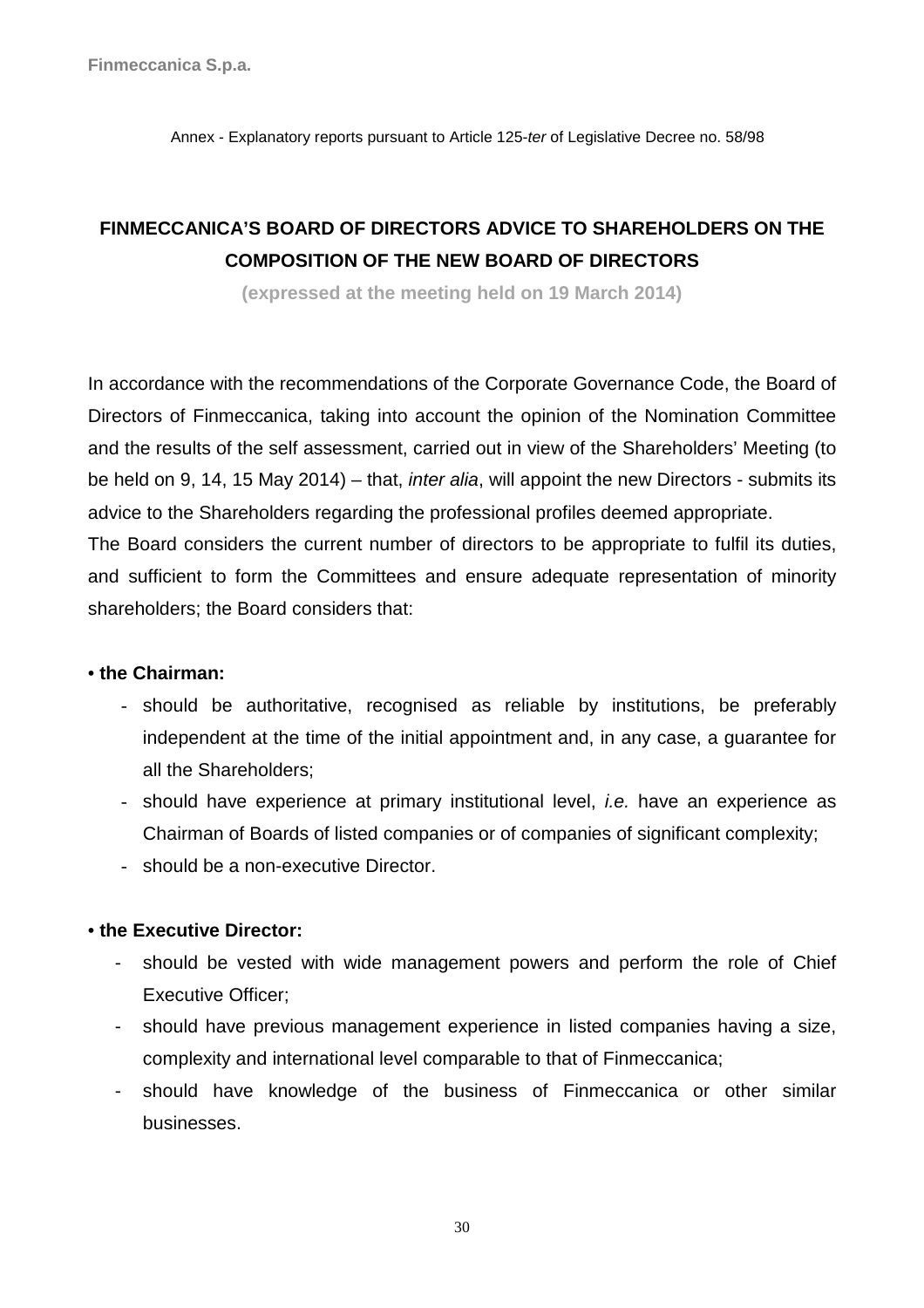Annex - Explanatory reports pursuant to Article 125-*ter* of Legislative Decree no. 58/98

## FINMECCANICA'S BOARD OF DIRECTORS ADVICE TO SHAREHOLDERS ON THE COMPOSITION OF THE NEW BOARD OF DIRECTORS

**(expressed at the meeting held on 19 March 2014)**

In accordance with the recommendations of the Corporate Governance Code, the Board of Directors of Finmeccanica, taking into account the opinion of the Nomination Committee and the results of the self assessment, carried out in view of the Shareholders' Meeting (to be held on 9, 14, 15 May 2014) – that, *inter alia*, will appoint the new Directors - submits its advice to the Shareholders regarding the professional profiles deemed appropriate.

The Board considers the current number of directors to be appropriate to fulfil its duties, and sufficient to form the Committees and ensure adequate representation of minority shareholders; the Board considers that:

**• the Chairman:**

- should be authoritative, recognised as reliable by institutions, be preferably independent at the time of the initial appointment and, in any case, a guarantee for all the Shareholders;
- should have experience at primary institutional level, *i.e.* have an experience as Chairman of Boards of listed companies or of companies of significant complexity;
- should be a non-executive Director.

**• the Executive Director:**

- should be vested with wide management powers and perform the role of Chief Executive Officer;
- should have previous management experience in listed companies having a size, complexity and international level comparable to that of Finmeccanica;
- should have knowledge of the business of Finmeccanica or other similar businesses.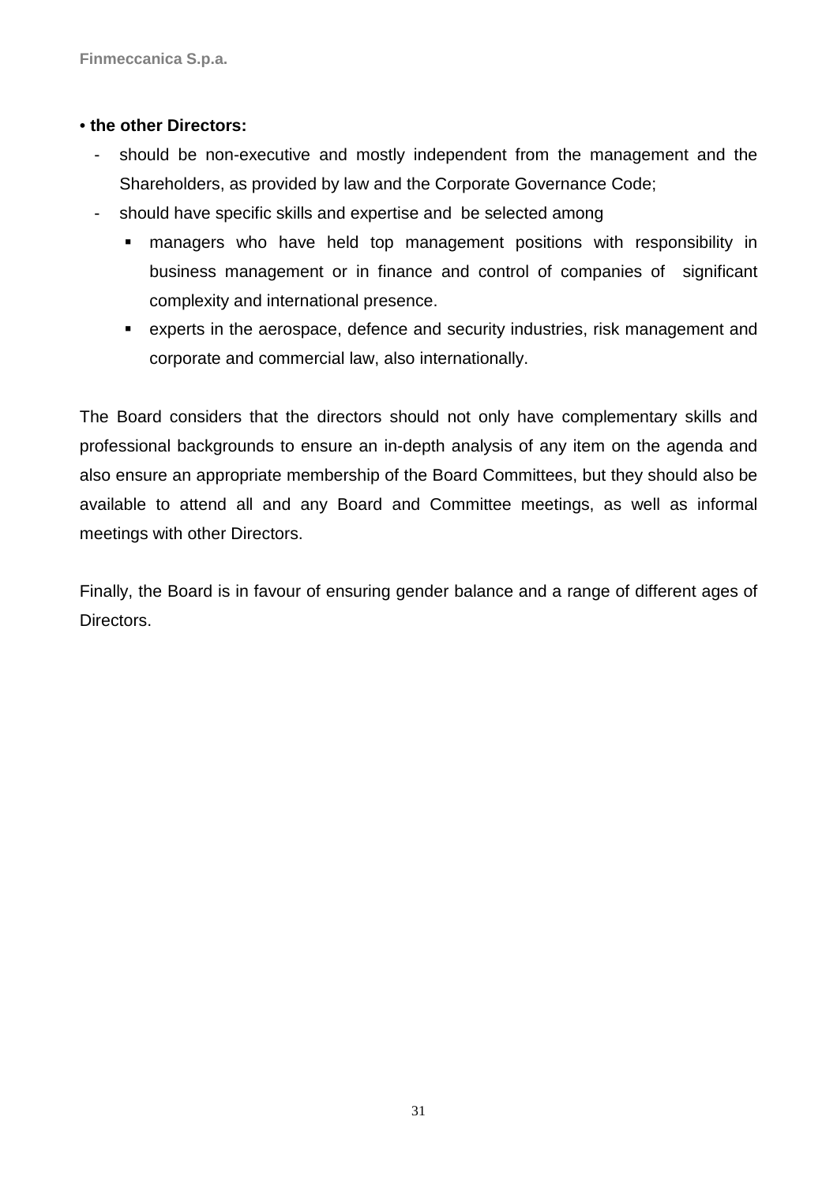• **the other Directors:**

- should be non-executive and mostly independent from the management and the Shareholders, as provided by law and the Corporate Governance Code;
- should have specific skills and expertise and be selected among
  - managers who have held top management positions with responsibility in business management or in finance and control of companies of significant complexity and international presence.
  - experts in the aerospace, defence and security industries, risk management and corporate and commercial law, also internationally.

The Board considers that the directors should not only have complementary skills and professional backgrounds to ensure an in-depth analysis of any item on the agenda and also ensure an appropriate membership of the Board Committees, but they should also be available to attend all and any Board and Committee meetings, as well as informal meetings with other Directors.

Finally, the Board is in favour of ensuring gender balance and a range of different ages of Directors.